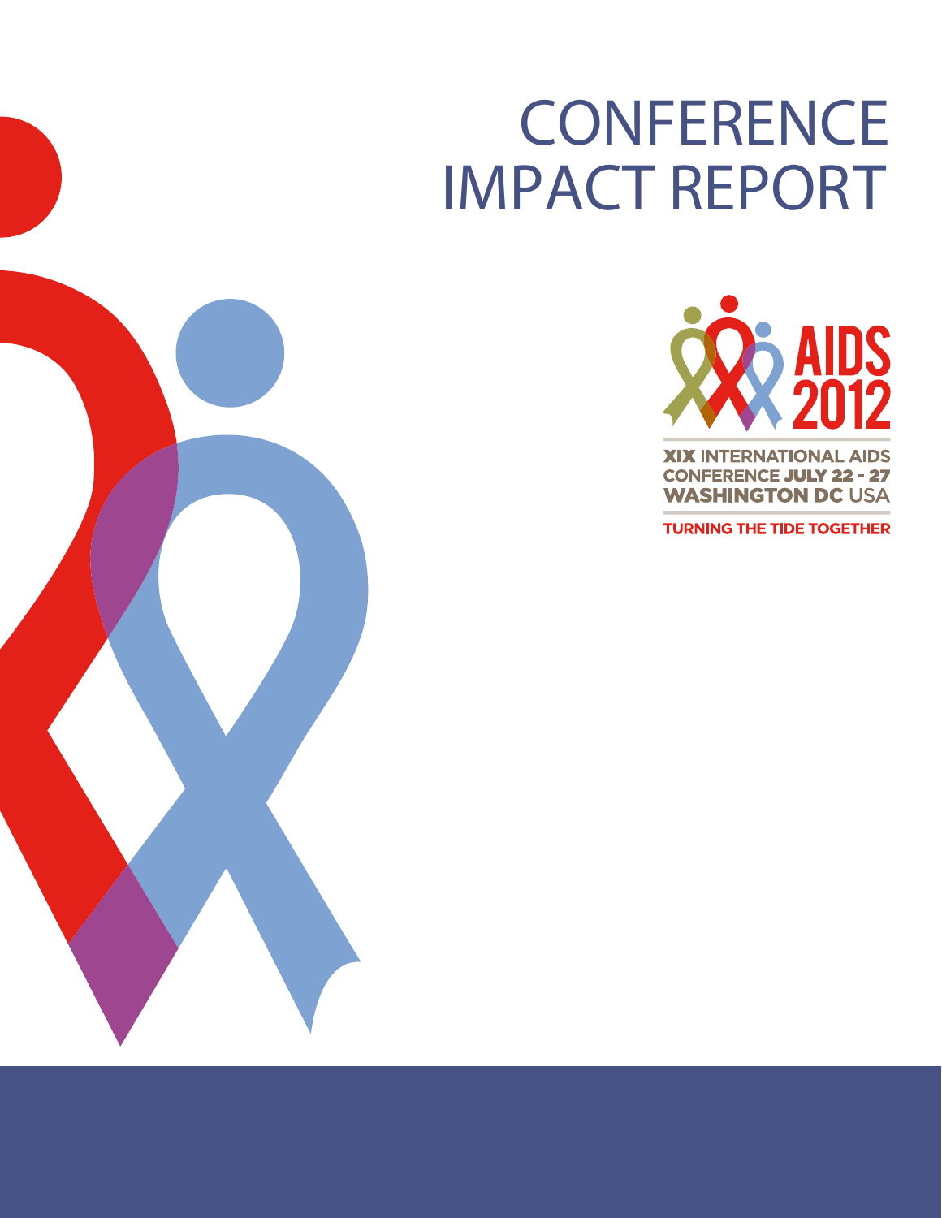# CONFERENCE IMPACT REPORT

AIDS 2012

XIX INTERNATIONAL AIDS CONFERENCE JULY 22 - 27
WASHINGTON DC USA

TURNING THE TIDE TOGETHER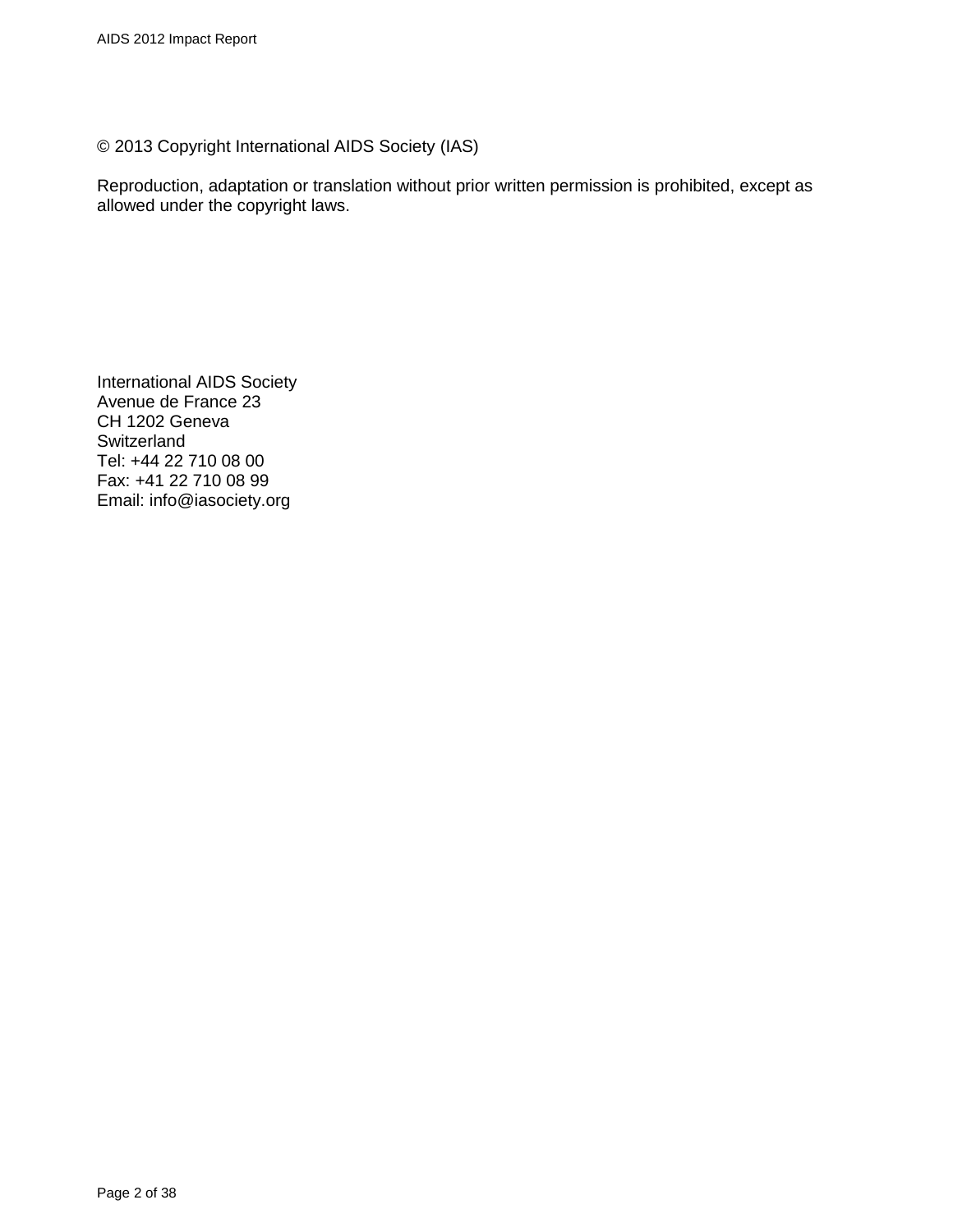© 2013 Copyright International AIDS Society (IAS)

Reproduction, adaptation or translation without prior written permission is prohibited, except as allowed under the copyright laws.

International AIDS Society
Avenue de France 23
CH 1202 Geneva
Switzerland
Tel: +44 22 710 08 00
Fax: +41 22 710 08 99
Email: info@iasociety.org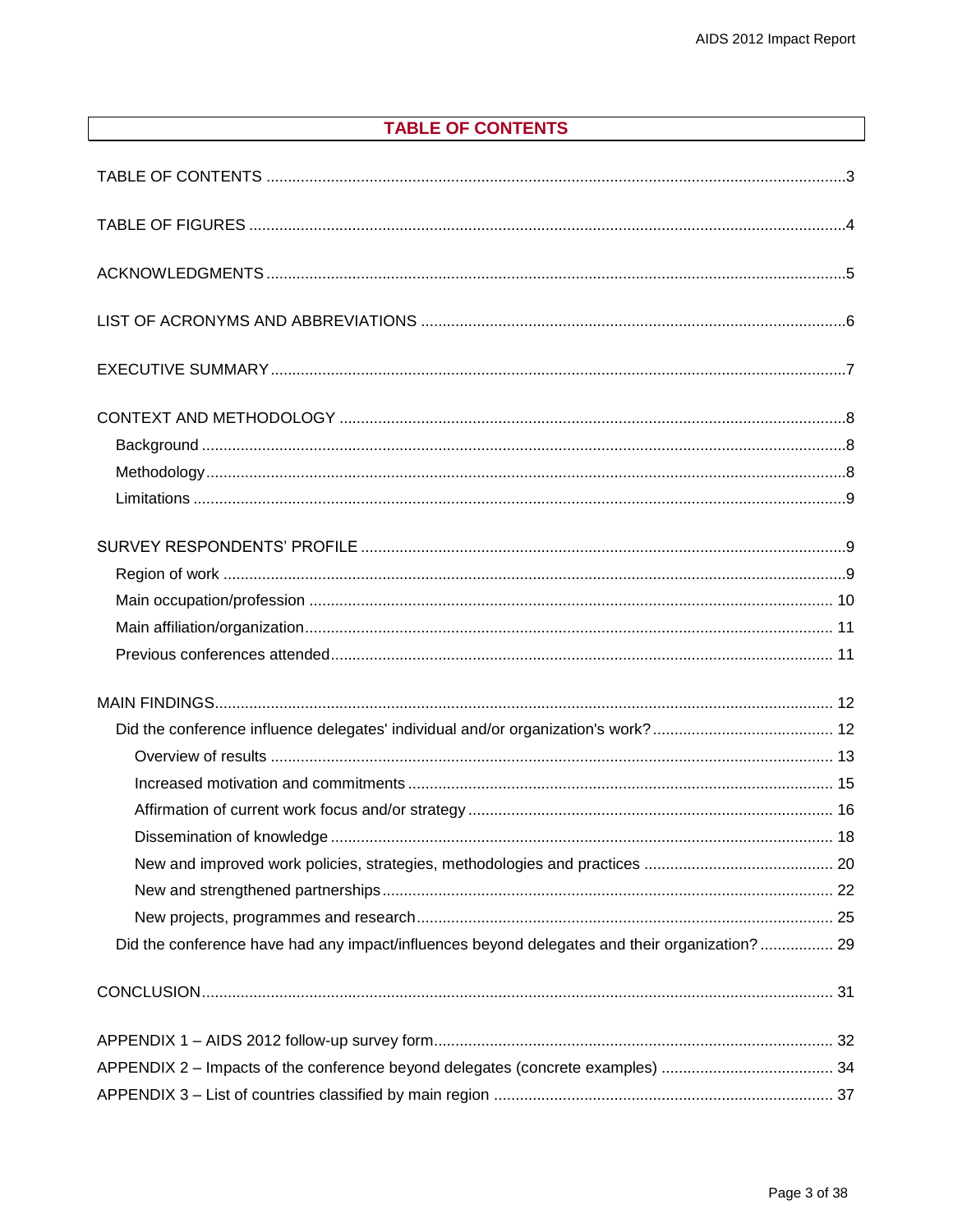# TABLE OF CONTENTS

TABLE OF CONTENTS .......... 3

TABLE OF FIGURES .......... 4

ACKNOWLEDGMENTS .......... 5

LIST OF ACRONYMS AND ABBREVIATIONS .......... 6

EXECUTIVE SUMMARY .......... 7

CONTEXT AND METHODOLOGY .......... 8
- Background .......... 8
- Methodology .......... 8
- Limitations .......... 9

SURVEY RESPONDENTS' PROFILE .......... 9
- Region of work .......... 9
- Main occupation/profession .......... 10
- Main affiliation/organization .......... 11
- Previous conferences attended .......... 11

MAIN FINDINGS .......... 12
- Did the conference influence delegates' individual and/or organization's work? .......... 12
  - Overview of results .......... 13
  - Increased motivation and commitments .......... 15
  - Affirmation of current work focus and/or strategy .......... 16
  - Dissemination of knowledge .......... 18
  - New and improved work policies, strategies, methodologies and practices .......... 20
  - New and strengthened partnerships .......... 22
  - New projects, programmes and research .......... 25
- Did the conference have had any impact/influences beyond delegates and their organization? .......... 29

CONCLUSION .......... 31

APPENDIX 1 – AIDS 2012 follow-up survey form .......... 32

APPENDIX 2 – Impacts of the conference beyond delegates (concrete examples) .......... 34

APPENDIX 3 – List of countries classified by main region .......... 37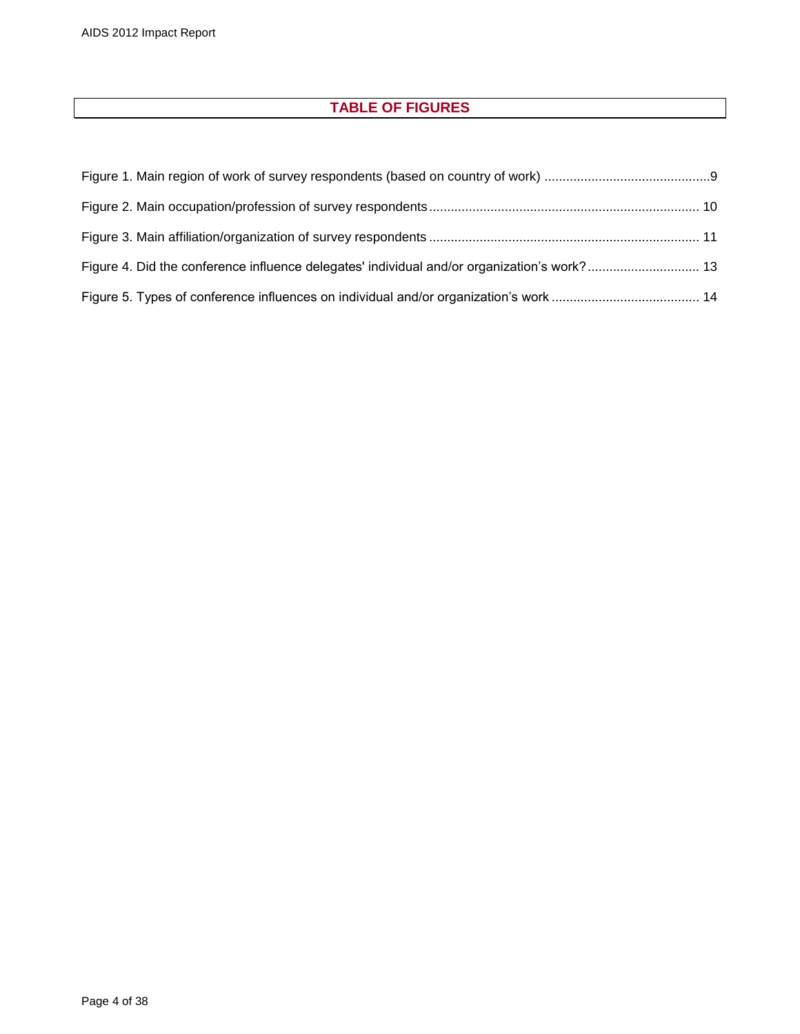## TABLE OF FIGURES

Figure 1. Main region of work of survey respondents (based on country of work) .............................................9

Figure 2. Main occupation/profession of survey respondents .......................................................................... 10

Figure 3. Main affiliation/organization of survey respondents .......................................................................... 11

Figure 4. Did the conference influence delegates' individual and/or organization's work? .............................. 13

Figure 5. Types of conference influences on individual and/or organization's work ........................................ 14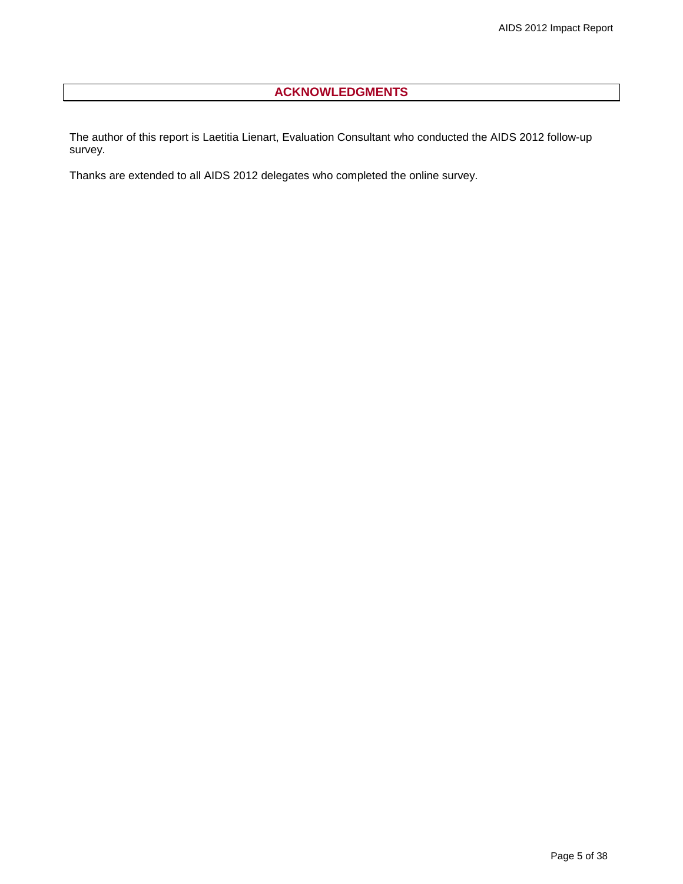## ACKNOWLEDGMENTS

The author of this report is Laetitia Lienart, Evaluation Consultant who conducted the AIDS 2012 follow-up survey.

Thanks are extended to all AIDS 2012 delegates who completed the online survey.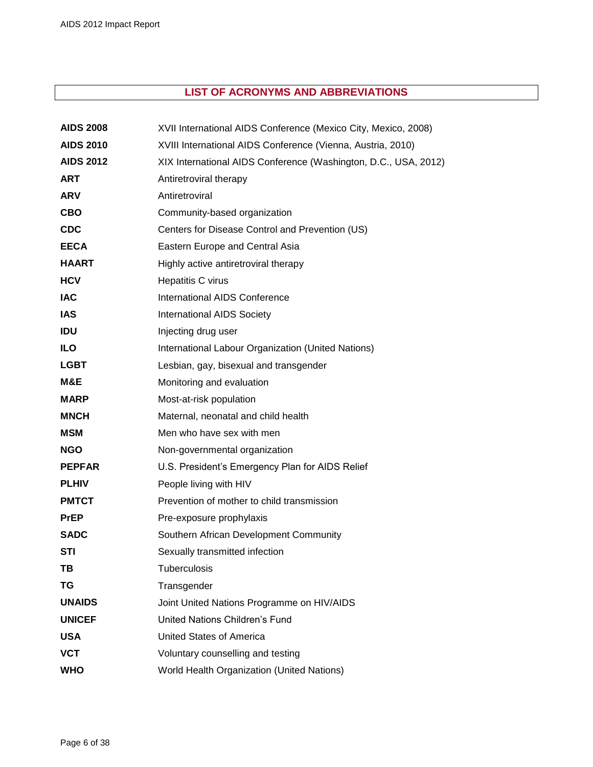## LIST OF ACRONYMS AND ABBREVIATIONS

| | |
|---|---|
| **AIDS 2008** | XVII International AIDS Conference (Mexico City, Mexico, 2008) |
| **AIDS 2010** | XVIII International AIDS Conference (Vienna, Austria, 2010) |
| **AIDS 2012** | XIX International AIDS Conference (Washington, D.C., USA, 2012) |
| **ART** | Antiretroviral therapy |
| **ARV** | Antiretroviral |
| **CBO** | Community-based organization |
| **CDC** | Centers for Disease Control and Prevention (US) |
| **EECA** | Eastern Europe and Central Asia |
| **HAART** | Highly active antiretroviral therapy |
| **HCV** | Hepatitis C virus |
| **IAC** | International AIDS Conference |
| **IAS** | International AIDS Society |
| **IDU** | Injecting drug user |
| **ILO** | International Labour Organization (United Nations) |
| **LGBT** | Lesbian, gay, bisexual and transgender |
| **M&E** | Monitoring and evaluation |
| **MARP** | Most-at-risk population |
| **MNCH** | Maternal, neonatal and child health |
| **MSM** | Men who have sex with men |
| **NGO** | Non-governmental organization |
| **PEPFAR** | U.S. President's Emergency Plan for AIDS Relief |
| **PLHIV** | People living with HIV |
| **PMTCT** | Prevention of mother to child transmission |
| **PrEP** | Pre-exposure prophylaxis |
| **SADC** | Southern African Development Community |
| **STI** | Sexually transmitted infection |
| **TB** | Tuberculosis |
| **TG** | Transgender |
| **UNAIDS** | Joint United Nations Programme on HIV/AIDS |
| **UNICEF** | United Nations Children's Fund |
| **USA** | United States of America |
| **VCT** | Voluntary counselling and testing |
| **WHO** | World Health Organization (United Nations) |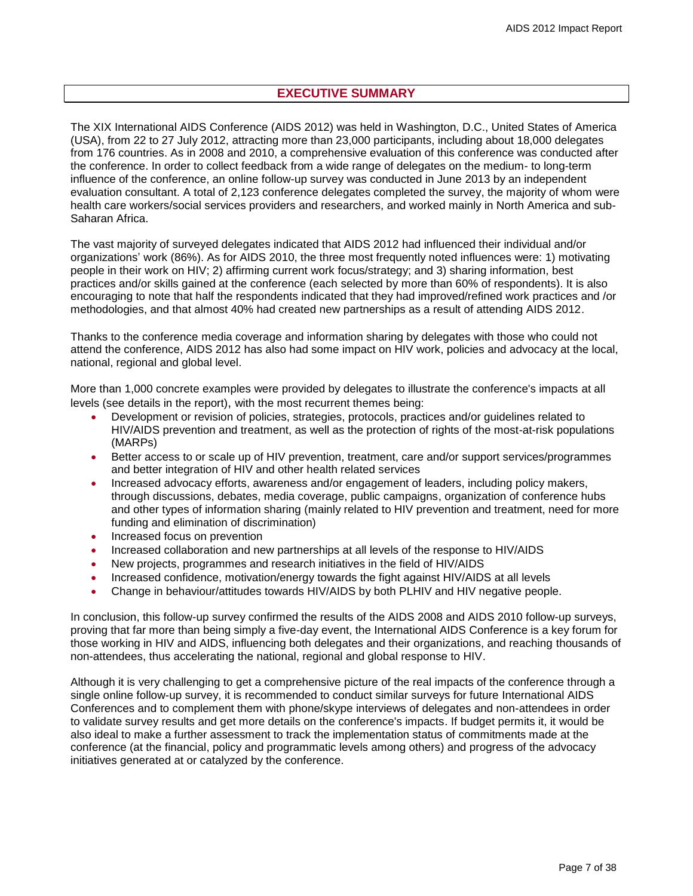# EXECUTIVE SUMMARY

The XIX International AIDS Conference (AIDS 2012) was held in Washington, D.C., United States of America (USA), from 22 to 27 July 2012, attracting more than 23,000 participants, including about 18,000 delegates from 176 countries. As in 2008 and 2010, a comprehensive evaluation of this conference was conducted after the conference. In order to collect feedback from a wide range of delegates on the medium- to long-term influence of the conference, an online follow-up survey was conducted in June 2013 by an independent evaluation consultant. A total of 2,123 conference delegates completed the survey, the majority of whom were health care workers/social services providers and researchers, and worked mainly in North America and sub-Saharan Africa.

The vast majority of surveyed delegates indicated that AIDS 2012 had influenced their individual and/or organizations' work (86%). As for AIDS 2010, the three most frequently noted influences were: 1) motivating people in their work on HIV; 2) affirming current work focus/strategy; and 3) sharing information, best practices and/or skills gained at the conference (each selected by more than 60% of respondents). It is also encouraging to note that half the respondents indicated that they had improved/refined work practices and /or methodologies, and that almost 40% had created new partnerships as a result of attending AIDS 2012.

Thanks to the conference media coverage and information sharing by delegates with those who could not attend the conference, AIDS 2012 has also had some impact on HIV work, policies and advocacy at the local, national, regional and global level.

More than 1,000 concrete examples were provided by delegates to illustrate the conference's impacts at all levels (see details in the report), with the most recurrent themes being:

- Development or revision of policies, strategies, protocols, practices and/or guidelines related to HIV/AIDS prevention and treatment, as well as the protection of rights of the most-at-risk populations (MARPs)
- Better access to or scale up of HIV prevention, treatment, care and/or support services/programmes and better integration of HIV and other health related services
- Increased advocacy efforts, awareness and/or engagement of leaders, including policy makers, through discussions, debates, media coverage, public campaigns, organization of conference hubs and other types of information sharing (mainly related to HIV prevention and treatment, need for more funding and elimination of discrimination)
- Increased focus on prevention
- Increased collaboration and new partnerships at all levels of the response to HIV/AIDS
- New projects, programmes and research initiatives in the field of HIV/AIDS
- Increased confidence, motivation/energy towards the fight against HIV/AIDS at all levels
- Change in behaviour/attitudes towards HIV/AIDS by both PLHIV and HIV negative people.

In conclusion, this follow-up survey confirmed the results of the AIDS 2008 and AIDS 2010 follow-up surveys, proving that far more than being simply a five-day event, the International AIDS Conference is a key forum for those working in HIV and AIDS, influencing both delegates and their organizations, and reaching thousands of non-attendees, thus accelerating the national, regional and global response to HIV.

Although it is very challenging to get a comprehensive picture of the real impacts of the conference through a single online follow-up survey, it is recommended to conduct similar surveys for future International AIDS Conferences and to complement them with phone/skype interviews of delegates and non-attendees in order to validate survey results and get more details on the conference's impacts. If budget permits it, it would be also ideal to make a further assessment to track the implementation status of commitments made at the conference (at the financial, policy and programmatic levels among others) and progress of the advocacy initiatives generated at or catalyzed by the conference.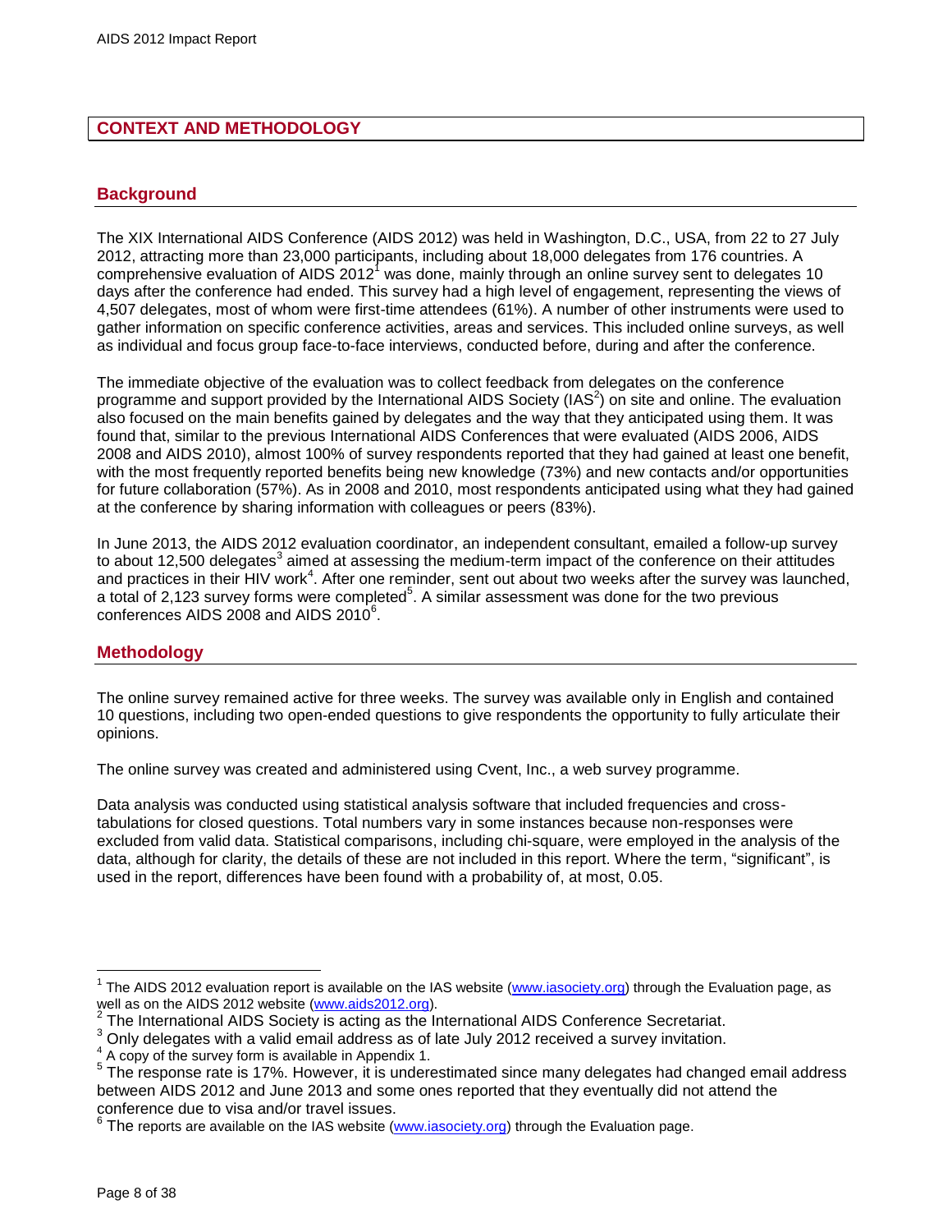# CONTEXT AND METHODOLOGY

## Background

The XIX International AIDS Conference (AIDS 2012) was held in Washington, D.C., USA, from 22 to 27 July 2012, attracting more than 23,000 participants, including about 18,000 delegates from 176 countries. A comprehensive evaluation of AIDS 2012[1] was done, mainly through an online survey sent to delegates 10 days after the conference had ended. This survey had a high level of engagement, representing the views of 4,507 delegates, most of whom were first-time attendees (61%). A number of other instruments were used to gather information on specific conference activities, areas and services. This included online surveys, as well as individual and focus group face-to-face interviews, conducted before, during and after the conference.

The immediate objective of the evaluation was to collect feedback from delegates on the conference programme and support provided by the International AIDS Society (IAS[2]) on site and online. The evaluation also focused on the main benefits gained by delegates and the way that they anticipated using them. It was found that, similar to the previous International AIDS Conferences that were evaluated (AIDS 2006, AIDS 2008 and AIDS 2010), almost 100% of survey respondents reported that they had gained at least one benefit, with the most frequently reported benefits being new knowledge (73%) and new contacts and/or opportunities for future collaboration (57%). As in 2008 and 2010, most respondents anticipated using what they had gained at the conference by sharing information with colleagues or peers (83%).

In June 2013, the AIDS 2012 evaluation coordinator, an independent consultant, emailed a follow-up survey to about 12,500 delegates[3] aimed at assessing the medium-term impact of the conference on their attitudes and practices in their HIV work[4]. After one reminder, sent out about two weeks after the survey was launched, a total of 2,123 survey forms were completed[5]. A similar assessment was done for the two previous conferences AIDS 2008 and AIDS 2010[6].

## Methodology

The online survey remained active for three weeks. The survey was available only in English and contained 10 questions, including two open-ended questions to give respondents the opportunity to fully articulate their opinions.

The online survey was created and administered using Cvent, Inc., a web survey programme.

Data analysis was conducted using statistical analysis software that included frequencies and cross-tabulations for closed questions. Total numbers vary in some instances because non-responses were excluded from valid data. Statistical comparisons, including chi-square, were employed in the analysis of the data, although for clarity, the details of these are not included in this report. Where the term, "significant", is used in the report, differences have been found with a probability of, at most, 0.05.

---

[1] The AIDS 2012 evaluation report is available on the IAS website (www.iasociety.org) through the Evaluation page, as well as on the AIDS 2012 website (www.aids2012.org).

[2] The International AIDS Society is acting as the International AIDS Conference Secretariat.

[3] Only delegates with a valid email address as of late July 2012 received a survey invitation.

[4] A copy of the survey form is available in Appendix 1.

[5] The response rate is 17%. However, it is underestimated since many delegates had changed email address between AIDS 2012 and June 2013 and some ones reported that they eventually did not attend the conference due to visa and/or travel issues.

[6] The reports are available on the IAS website (www.iasociety.org) through the Evaluation page.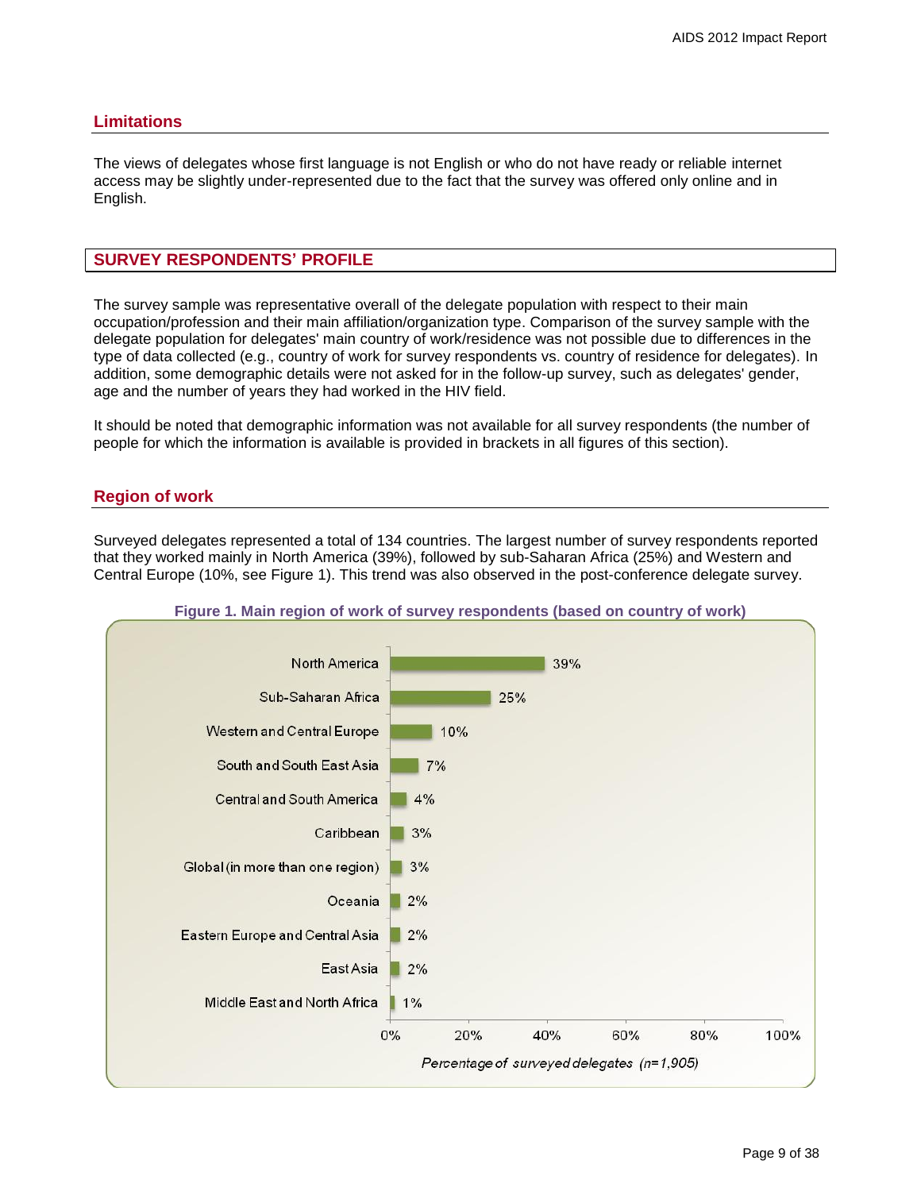## Limitations

The views of delegates whose first language is not English or who do not have ready or reliable internet access may be slightly under-represented due to the fact that the survey was offered only online and in English.

# SURVEY RESPONDENTS' PROFILE

The survey sample was representative overall of the delegate population with respect to their main occupation/profession and their main affiliation/organization type. Comparison of the survey sample with the delegate population for delegates' main country of work/residence was not possible due to differences in the type of data collected (e.g., country of work for survey respondents vs. country of residence for delegates). In addition, some demographic details were not asked for in the follow-up survey, such as delegates' gender, age and the number of years they had worked in the HIV field.

It should be noted that demographic information was not available for all survey respondents (the number of people for which the information is available is provided in brackets in all figures of this section).

## Region of work

Surveyed delegates represented a total of 134 countries. The largest number of survey respondents reported that they worked mainly in North America (39%), followed by sub-Saharan Africa (25%) and Western and Central Europe (10%, see Figure 1). This trend was also observed in the post-conference delegate survey.

**Figure 1. Main region of work of survey respondents (based on country of work)**

| Region | Percentage of surveyed delegates (n=1,905) |
|---|---|
| North America | 39% |
| Sub-Saharan Africa | 25% |
| Western and Central Europe | 10% |
| South and South East Asia | 7% |
| Central and South America | 4% |
| Caribbean | 3% |
| Global (in more than one region) | 3% |
| Oceania | 2% |
| Eastern Europe and Central Asia | 2% |
| East Asia | 2% |
| Middle East and North Africa | 1% |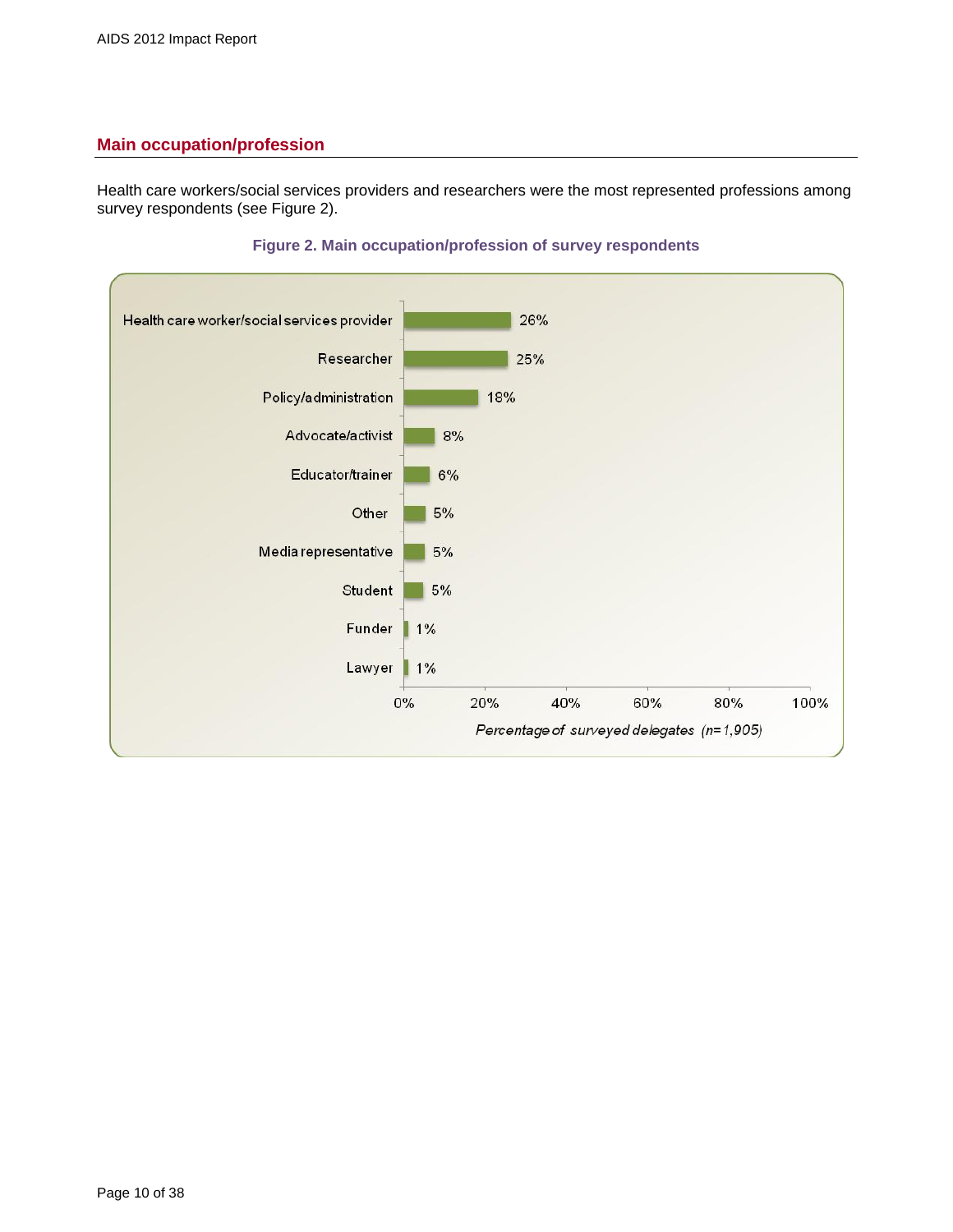## Main occupation/profession

Health care workers/social services providers and researchers were the most represented professions among survey respondents (see Figure 2).

**Figure 2. Main occupation/profession of survey respondents**

| Occupation/profession | Percentage of surveyed delegates (n=1,905) |
| --- | --- |
| Health care worker/social services provider | 26% |
| Researcher | 25% |
| Policy/administration | 18% |
| Advocate/activist | 8% |
| Educator/trainer | 6% |
| Other | 5% |
| Media representative | 5% |
| Student | 5% |
| Funder | 1% |
| Lawyer | 1% |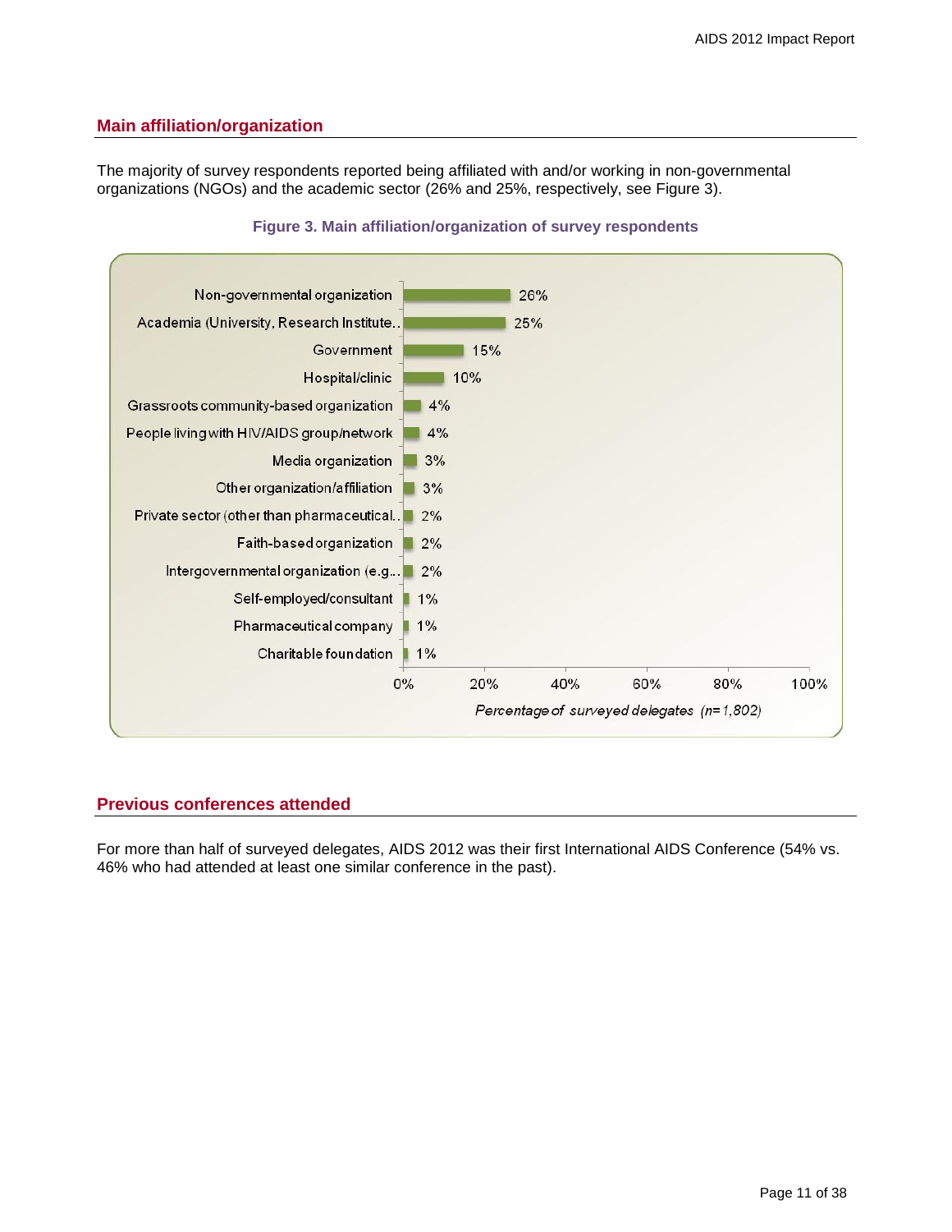## Main affiliation/organization

The majority of survey respondents reported being affiliated with and/or working in non-governmental organizations (NGOs) and the academic sector (26% and 25%, respectively, see Figure 3).

**Figure 3. Main affiliation/organization of survey respondents**

| Affiliation/organization | Percentage of surveyed delegates (n=1,802) |
|---|---|
| Non-governmental organization | 26% |
| Academia (University, Research Institute.. | 25% |
| Government | 15% |
| Hospital/clinic | 10% |
| Grassroots community-based organization | 4% |
| People living with HIV/AIDS group/network | 4% |
| Media organization | 3% |
| Other organization/affiliation | 3% |
| Private sector (other than pharmaceutical.. | 2% |
| Faith-based organization | 2% |
| Intergovernmental organization (e.g... | 2% |
| Self-employed/consultant | 1% |
| Pharmaceutical company | 1% |
| Charitable foundation | 1% |

## Previous conferences attended

For more than half of surveyed delegates, AIDS 2012 was their first International AIDS Conference (54% vs. 46% who had attended at least one similar conference in the past).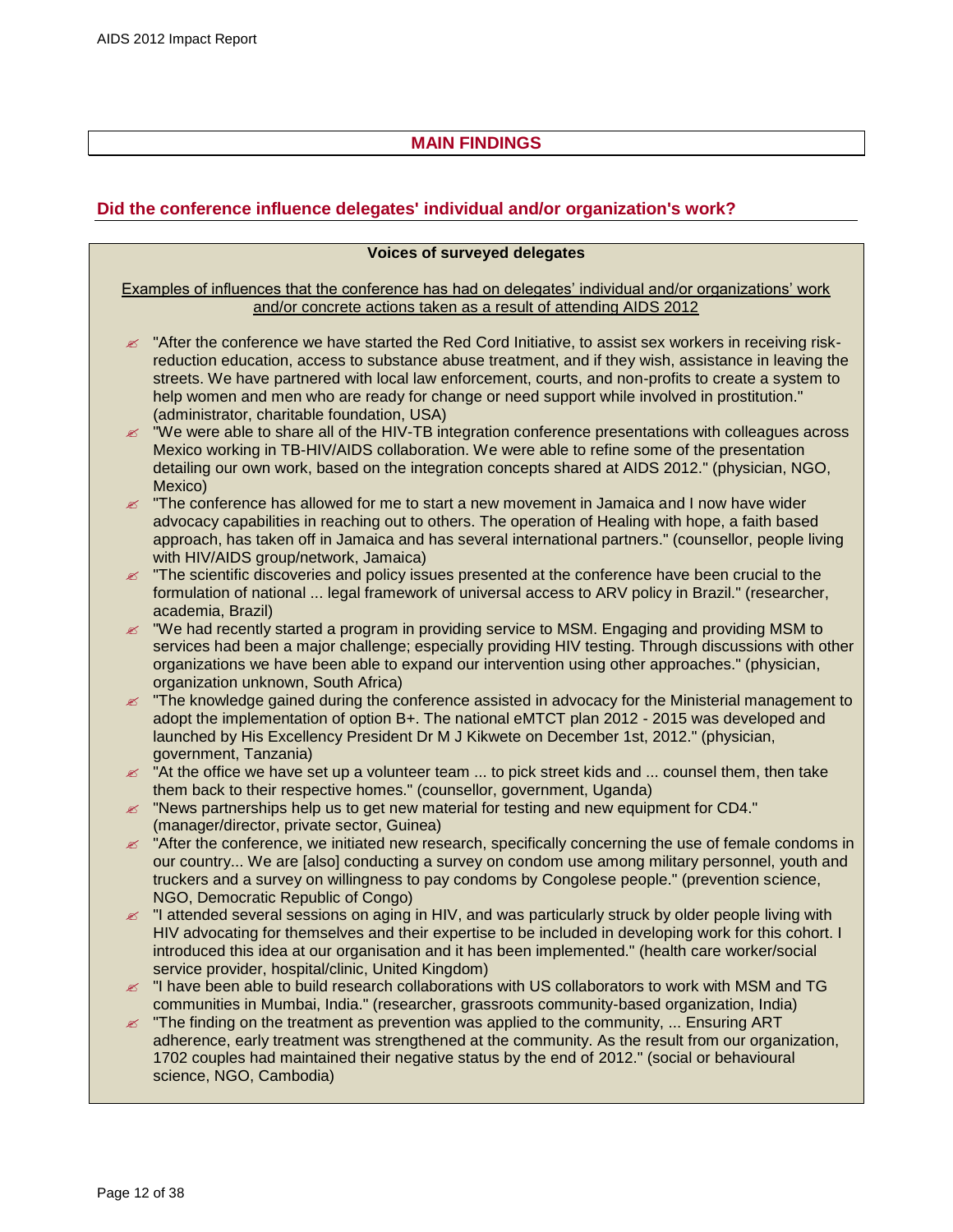## MAIN FINDINGS

### Did the conference influence delegates' individual and/or organization's work?

**Voices of surveyed delegates**

<u>Examples of influences that the conference has had on delegates' individual and/or organizations' work and/or concrete actions taken as a result of attending AIDS 2012</u>

- "After the conference we have started the Red Cord Initiative, to assist sex workers in receiving risk-reduction education, access to substance abuse treatment, and if they wish, assistance in leaving the streets. We have partnered with local law enforcement, courts, and non-profits to create a system to help women and men who are ready for change or need support while involved in prostitution." (administrator, charitable foundation, USA)
- "We were able to share all of the HIV-TB integration conference presentations with colleagues across Mexico working in TB-HIV/AIDS collaboration. We were able to refine some of the presentation detailing our own work, based on the integration concepts shared at AIDS 2012." (physician, NGO, Mexico)
- "The conference has allowed for me to start a new movement in Jamaica and I now have wider advocacy capabilities in reaching out to others. The operation of Healing with hope, a faith based approach, has taken off in Jamaica and has several international partners." (counsellor, people living with HIV/AIDS group/network, Jamaica)
- "The scientific discoveries and policy issues presented at the conference have been crucial to the formulation of national ... legal framework of universal access to ARV policy in Brazil." (researcher, academia, Brazil)
- "We had recently started a program in providing service to MSM. Engaging and providing MSM to services had been a major challenge; especially providing HIV testing. Through discussions with other organizations we have been able to expand our intervention using other approaches." (physician, organization unknown, South Africa)
- "The knowledge gained during the conference assisted in advocacy for the Ministerial management to adopt the implementation of option B+. The national eMTCT plan 2012 - 2015 was developed and launched by His Excellency President Dr M J Kikwete on December 1st, 2012." (physician, government, Tanzania)
- "At the office we have set up a volunteer team ... to pick street kids and ... counsel them, then take them back to their respective homes." (counsellor, government, Uganda)
- "News partnerships help us to get new material for testing and new equipment for CD4." (manager/director, private sector, Guinea)
- "After the conference, we initiated new research, specifically concerning the use of female condoms in our country... We are [also] conducting a survey on condom use among military personnel, youth and truckers and a survey on willingness to pay condoms by Congolese people." (prevention science, NGO, Democratic Republic of Congo)
- "I attended several sessions on aging in HIV, and was particularly struck by older people living with HIV advocating for themselves and their expertise to be included in developing work for this cohort. I introduced this idea at our organisation and it has been implemented." (health care worker/social service provider, hospital/clinic, United Kingdom)
- "I have been able to build research collaborations with US collaborators to work with MSM and TG communities in Mumbai, India." (researcher, grassroots community-based organization, India)
- "The finding on the treatment as prevention was applied to the community, ... Ensuring ART adherence, early treatment was strengthened at the community. As the result from our organization, 1702 couples had maintained their negative status by the end of 2012." (social or behavioural science, NGO, Cambodia)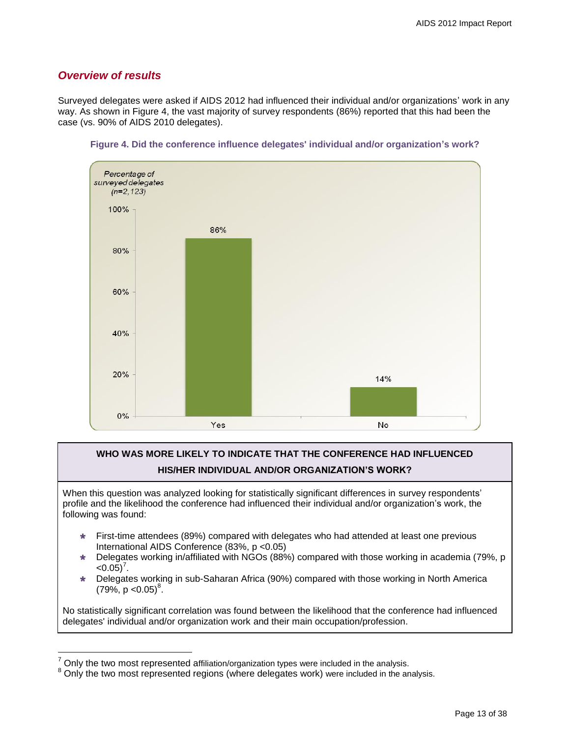## *Overview of results*

Surveyed delegates were asked if AIDS 2012 had influenced their individual and/or organizations' work in any way. As shown in Figure 4, the vast majority of survey respondents (86%) reported that this had been the case (vs. 90% of AIDS 2010 delegates).

**Figure 4. Did the conference influence delegates' individual and/or organization's work?**

| | Percentage of surveyed delegates ($n$=2,123) |
|---|---|
| Yes | 86% |
| No | 14% |

**WHO WAS MORE LIKELY TO INDICATE THAT THE CONFERENCE HAD INFLUENCED HIS/HER INDIVIDUAL AND/OR ORGANIZATION'S WORK?**

When this question was analyzed looking for statistically significant differences in survey respondents' profile and the likelihood the conference had influenced their individual and/or organization's work, the following was found:

- First-time attendees (89%) compared with delegates who had attended at least one previous International AIDS Conference (83%, $p < 0.05$)
- Delegates working in/affiliated with NGOs (88%) compared with those working in academia (79%, $p < 0.05$)[7].
- Delegates working in sub-Saharan Africa (90%) compared with those working in North America (79%, $p < 0.05$)[8].

No statistically significant correlation was found between the likelihood that the conference had influenced delegates' individual and/or organization work and their main occupation/profession.

---

[7] Only the two most represented affiliation/organization types were included in the analysis.

[8] Only the two most represented regions (where delegates work) were included in the analysis.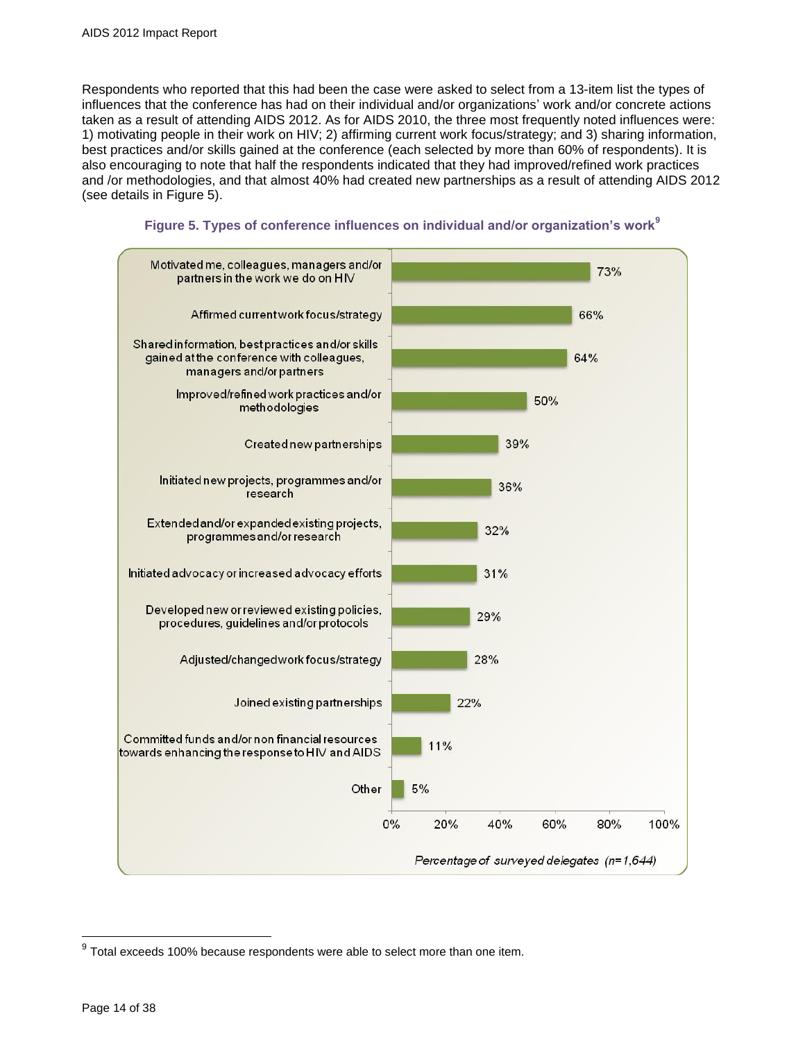Respondents who reported that this had been the case were asked to select from a 13-item list the types of influences that the conference has had on their individual and/or organizations' work and/or concrete actions taken as a result of attending AIDS 2012. As for AIDS 2010, the three most frequently noted influences were: 1) motivating people in their work on HIV; 2) affirming current work focus/strategy; and 3) sharing information, best practices and/or skills gained at the conference (each selected by more than 60% of respondents). It is also encouraging to note that half the respondents indicated that they had improved/refined work practices and /or methodologies, and that almost 40% had created new partnerships as a result of attending AIDS 2012 (see details in Figure 5).

**Figure 5. Types of conference influences on individual and/or organization's work[9]**

| Type of influence | Percentage of surveyed delegates (n=1,644) |
| --- | --- |
| Motivated me, colleagues, managers and/or partners in the work we do on HIV | 73% |
| Affirmed current work focus/strategy | 66% |
| Shared information, best practices and/or skills gained at the conference with colleagues, managers and/or partners | 64% |
| Improved/refined work practices and/or methodologies | 50% |
| Created new partnerships | 39% |
| Initiated new projects, programmes and/or research | 36% |
| Extended and/or expanded existing projects, programmes and/or research | 32% |
| Initiated advocacy or increased advocacy efforts | 31% |
| Developed new or reviewed existing policies, procedures, guidelines and/or protocols | 29% |
| Adjusted/changed work focus/strategy | 28% |
| Joined existing partnerships | 22% |
| Committed funds and/or non financial resources towards enhancing the response to HIV and AIDS | 11% |
| Other | 5% |

[9] Total exceeds 100% because respondents were able to select more than one item.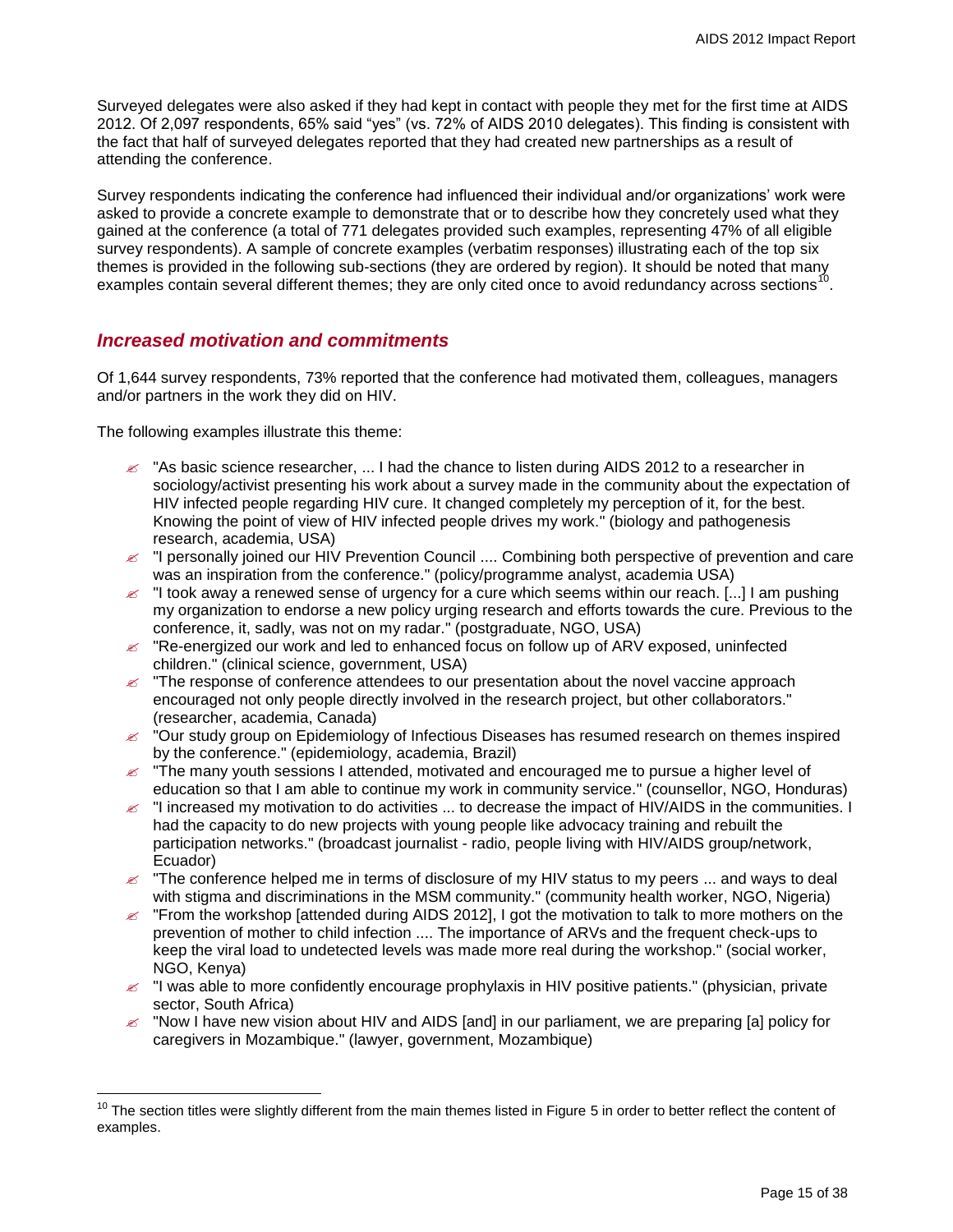Surveyed delegates were also asked if they had kept in contact with people they met for the first time at AIDS 2012. Of 2,097 respondents, 65% said "yes" (vs. 72% of AIDS 2010 delegates). This finding is consistent with the fact that half of surveyed delegates reported that they had created new partnerships as a result of attending the conference.

Survey respondents indicating the conference had influenced their individual and/or organizations' work were asked to provide a concrete example to demonstrate that or to describe how they concretely used what they gained at the conference (a total of 771 delegates provided such examples, representing 47% of all eligible survey respondents). A sample of concrete examples (verbatim responses) illustrating each of the top six themes is provided in the following sub-sections (they are ordered by region). It should be noted that many examples contain several different themes; they are only cited once to avoid redundancy across sections[10].

## *Increased motivation and commitments*

Of 1,644 survey respondents, 73% reported that the conference had motivated them, colleagues, managers and/or partners in the work they did on HIV.

The following examples illustrate this theme:

- "As basic science researcher, ... I had the chance to listen during AIDS 2012 to a researcher in sociology/activist presenting his work about a survey made in the community about the expectation of HIV infected people regarding HIV cure. It changed completely my perception of it, for the best. Knowing the point of view of HIV infected people drives my work." (biology and pathogenesis research, academia, USA)
- "I personally joined our HIV Prevention Council .... Combining both perspective of prevention and care was an inspiration from the conference." (policy/programme analyst, academia USA)
- "I took away a renewed sense of urgency for a cure which seems within our reach. [...] I am pushing my organization to endorse a new policy urging research and efforts towards the cure. Previous to the conference, it, sadly, was not on my radar." (postgraduate, NGO, USA)
- "Re-energized our work and led to enhanced focus on follow up of ARV exposed, uninfected children." (clinical science, government, USA)
- "The response of conference attendees to our presentation about the novel vaccine approach encouraged not only people directly involved in the research project, but other collaborators." (researcher, academia, Canada)
- "Our study group on Epidemiology of Infectious Diseases has resumed research on themes inspired by the conference." (epidemiology, academia, Brazil)
- "The many youth sessions I attended, motivated and encouraged me to pursue a higher level of education so that I am able to continue my work in community service." (counsellor, NGO, Honduras)
- "I increased my motivation to do activities ... to decrease the impact of HIV/AIDS in the communities. I had the capacity to do new projects with young people like advocacy training and rebuilt the participation networks." (broadcast journalist - radio, people living with HIV/AIDS group/network, Ecuador)
- "The conference helped me in terms of disclosure of my HIV status to my peers ... and ways to deal with stigma and discriminations in the MSM community." (community health worker, NGO, Nigeria)
- "From the workshop [attended during AIDS 2012], I got the motivation to talk to more mothers on the prevention of mother to child infection .... The importance of ARVs and the frequent check-ups to keep the viral load to undetected levels was made more real during the workshop." (social worker, NGO, Kenya)
- "I was able to more confidently encourage prophylaxis in HIV positive patients." (physician, private sector, South Africa)
- "Now I have new vision about HIV and AIDS [and] in our parliament, we are preparing [a] policy for caregivers in Mozambique." (lawyer, government, Mozambique)

[10] The section titles were slightly different from the main themes listed in Figure 5 in order to better reflect the content of examples.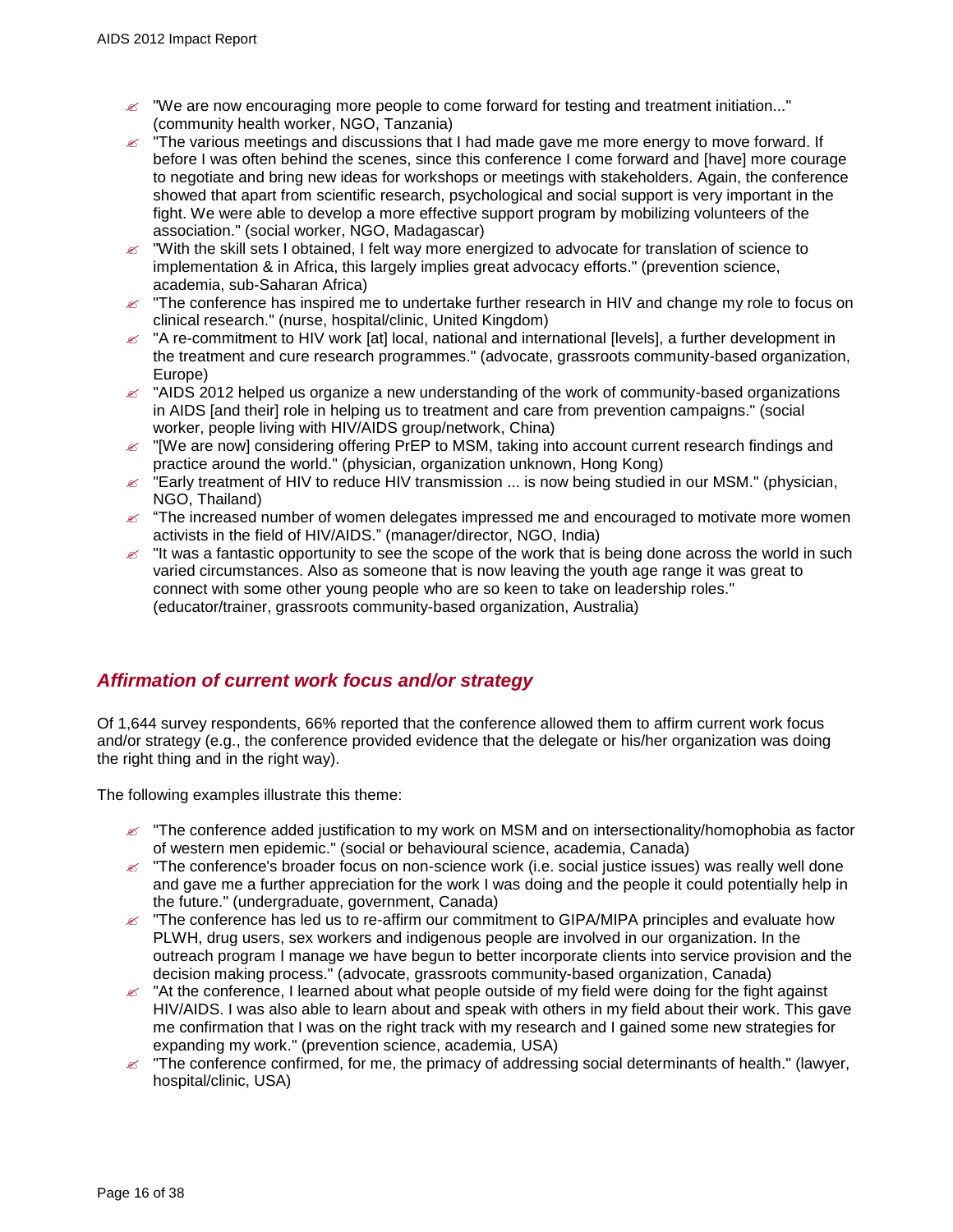- "We are now encouraging more people to come forward for testing and treatment initiation..." (community health worker, NGO, Tanzania)
- "The various meetings and discussions that I had made gave me more energy to move forward. If before I was often behind the scenes, since this conference I come forward and [have] more courage to negotiate and bring new ideas for workshops or meetings with stakeholders. Again, the conference showed that apart from scientific research, psychological and social support is very important in the fight. We were able to develop a more effective support program by mobilizing volunteers of the association." (social worker, NGO, Madagascar)
- "With the skill sets I obtained, I felt way more energized to advocate for translation of science to implementation & in Africa, this largely implies great advocacy efforts." (prevention science, academia, sub-Saharan Africa)
- "The conference has inspired me to undertake further research in HIV and change my role to focus on clinical research." (nurse, hospital/clinic, United Kingdom)
- "A re-commitment to HIV work [at] local, national and international [levels], a further development in the treatment and cure research programmes." (advocate, grassroots community-based organization, Europe)
- "AIDS 2012 helped us organize a new understanding of the work of community-based organizations in AIDS [and their] role in helping us to treatment and care from prevention campaigns." (social worker, people living with HIV/AIDS group/network, China)
- "[We are now] considering offering PrEP to MSM, taking into account current research findings and practice around the world." (physician, organization unknown, Hong Kong)
- "Early treatment of HIV to reduce HIV transmission ... is now being studied in our MSM." (physician, NGO, Thailand)
- "The increased number of women delegates impressed me and encouraged to motivate more women activists in the field of HIV/AIDS." (manager/director, NGO, India)
- "It was a fantastic opportunity to see the scope of the work that is being done across the world in such varied circumstances. Also as someone that is now leaving the youth age range it was great to connect with some other young people who are so keen to take on leadership roles." (educator/trainer, grassroots community-based organization, Australia)

## *Affirmation of current work focus and/or strategy*

Of 1,644 survey respondents, 66% reported that the conference allowed them to affirm current work focus and/or strategy (e.g., the conference provided evidence that the delegate or his/her organization was doing the right thing and in the right way).

The following examples illustrate this theme:

- "The conference added justification to my work on MSM and on intersectionality/homophobia as factor of western men epidemic." (social or behavioural science, academia, Canada)
- "The conference's broader focus on non-science work (i.e. social justice issues) was really well done and gave me a further appreciation for the work I was doing and the people it could potentially help in the future." (undergraduate, government, Canada)
- "The conference has led us to re-affirm our commitment to GIPA/MIPA principles and evaluate how PLWH, drug users, sex workers and indigenous people are involved in our organization. In the outreach program I manage we have begun to better incorporate clients into service provision and the decision making process." (advocate, grassroots community-based organization, Canada)
- "At the conference, I learned about what people outside of my field were doing for the fight against HIV/AIDS. I was also able to learn about and speak with others in my field about their work. This gave me confirmation that I was on the right track with my research and I gained some new strategies for expanding my work." (prevention science, academia, USA)
- "The conference confirmed, for me, the primacy of addressing social determinants of health." (lawyer, hospital/clinic, USA)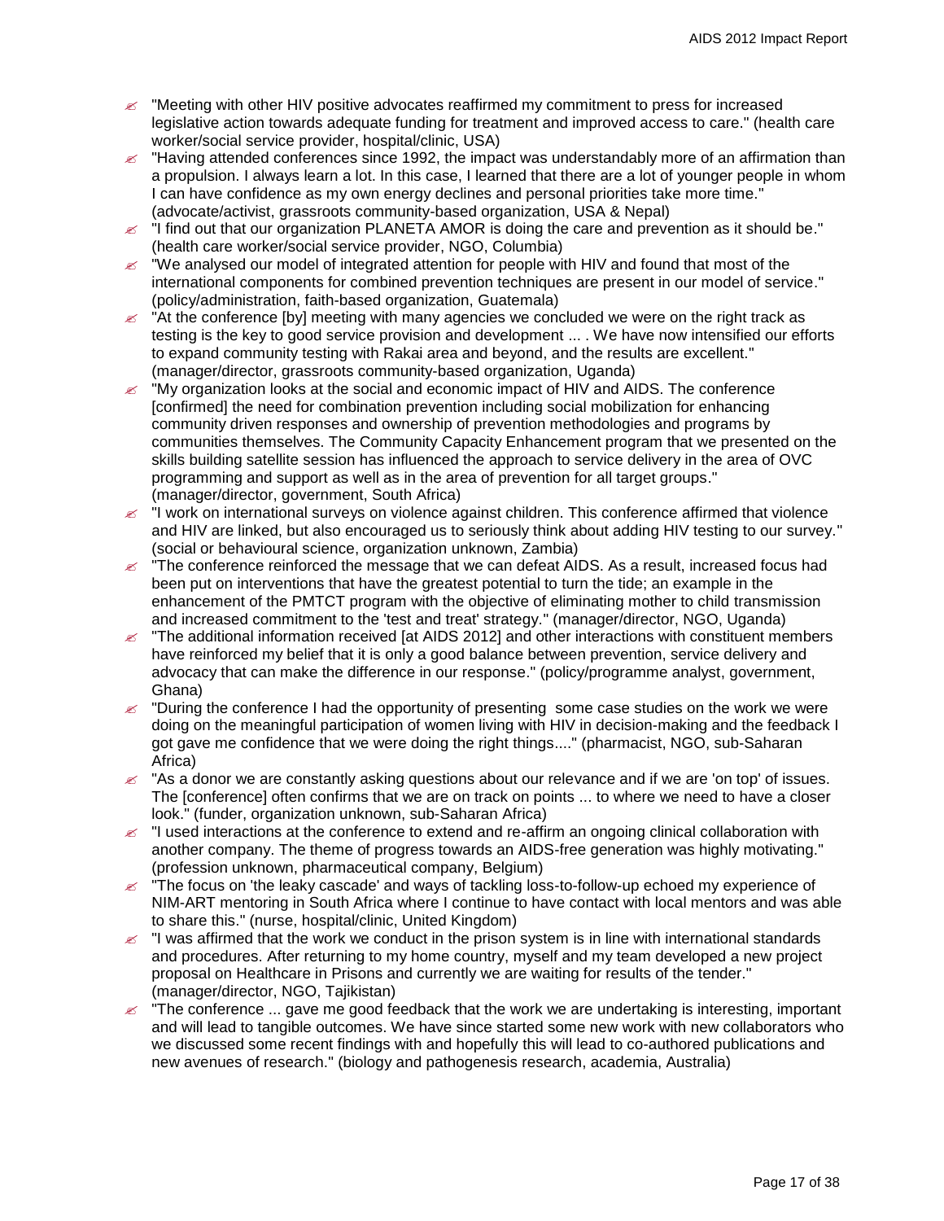- "Meeting with other HIV positive advocates reaffirmed my commitment to press for increased legislative action towards adequate funding for treatment and improved access to care." (health care worker/social service provider, hospital/clinic, USA)
- "Having attended conferences since 1992, the impact was understandably more of an affirmation than a propulsion. I always learn a lot. In this case, I learned that there are a lot of younger people in whom I can have confidence as my own energy declines and personal priorities take more time." (advocate/activist, grassroots community-based organization, USA & Nepal)
- "I find out that our organization PLANETA AMOR is doing the care and prevention as it should be." (health care worker/social service provider, NGO, Columbia)
- "We analysed our model of integrated attention for people with HIV and found that most of the international components for combined prevention techniques are present in our model of service." (policy/administration, faith-based organization, Guatemala)
- "At the conference [by] meeting with many agencies we concluded we were on the right track as testing is the key to good service provision and development ... . We have now intensified our efforts to expand community testing with Rakai area and beyond, and the results are excellent." (manager/director, grassroots community-based organization, Uganda)
- "My organization looks at the social and economic impact of HIV and AIDS. The conference [confirmed] the need for combination prevention including social mobilization for enhancing community driven responses and ownership of prevention methodologies and programs by communities themselves. The Community Capacity Enhancement program that we presented on the skills building satellite session has influenced the approach to service delivery in the area of OVC programming and support as well as in the area of prevention for all target groups." (manager/director, government, South Africa)
- "I work on international surveys on violence against children. This conference affirmed that violence and HIV are linked, but also encouraged us to seriously think about adding HIV testing to our survey." (social or behavioural science, organization unknown, Zambia)
- "The conference reinforced the message that we can defeat AIDS. As a result, increased focus had been put on interventions that have the greatest potential to turn the tide; an example in the enhancement of the PMTCT program with the objective of eliminating mother to child transmission and increased commitment to the 'test and treat' strategy." (manager/director, NGO, Uganda)
- "The additional information received [at AIDS 2012] and other interactions with constituent members have reinforced my belief that it is only a good balance between prevention, service delivery and advocacy that can make the difference in our response." (policy/programme analyst, government, Ghana)
- "During the conference I had the opportunity of presenting some case studies on the work we were doing on the meaningful participation of women living with HIV in decision-making and the feedback I got gave me confidence that we were doing the right things...." (pharmacist, NGO, sub-Saharan Africa)
- "As a donor we are constantly asking questions about our relevance and if we are 'on top' of issues. The [conference] often confirms that we are on track on points ... to where we need to have a closer look." (funder, organization unknown, sub-Saharan Africa)
- "I used interactions at the conference to extend and re-affirm an ongoing clinical collaboration with another company. The theme of progress towards an AIDS-free generation was highly motivating." (profession unknown, pharmaceutical company, Belgium)
- "The focus on 'the leaky cascade' and ways of tackling loss-to-follow-up echoed my experience of NIM-ART mentoring in South Africa where I continue to have contact with local mentors and was able to share this." (nurse, hospital/clinic, United Kingdom)
- "I was affirmed that the work we conduct in the prison system is in line with international standards and procedures. After returning to my home country, myself and my team developed a new project proposal on Healthcare in Prisons and currently we are waiting for results of the tender." (manager/director, NGO, Tajikistan)
- "The conference ... gave me good feedback that the work we are undertaking is interesting, important and will lead to tangible outcomes. We have since started some new work with new collaborators who we discussed some recent findings with and hopefully this will lead to co-authored publications and new avenues of research." (biology and pathogenesis research, academia, Australia)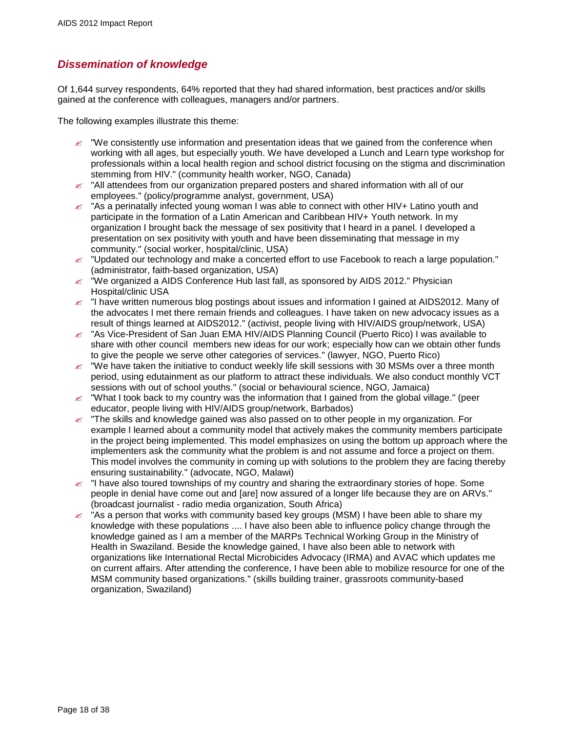## *Dissemination of knowledge*

Of 1,644 survey respondents, 64% reported that they had shared information, best practices and/or skills gained at the conference with colleagues, managers and/or partners.

The following examples illustrate this theme:

- "We consistently use information and presentation ideas that we gained from the conference when working with all ages, but especially youth. We have developed a Lunch and Learn type workshop for professionals within a local health region and school district focusing on the stigma and discrimination stemming from HIV." (community health worker, NGO, Canada)
- "All attendees from our organization prepared posters and shared information with all of our employees." (policy/programme analyst, government, USA)
- "As a perinatally infected young woman I was able to connect with other HIV+ Latino youth and participate in the formation of a Latin American and Caribbean HIV+ Youth network. In my organization I brought back the message of sex positivity that I heard in a panel. I developed a presentation on sex positivity with youth and have been disseminating that message in my community." (social worker, hospital/clinic, USA)
- "Updated our technology and make a concerted effort to use Facebook to reach a large population." (administrator, faith-based organization, USA)
- "We organized a AIDS Conference Hub last fall, as sponsored by AIDS 2012." Physician Hospital/clinic USA
- "I have written numerous blog postings about issues and information I gained at AIDS2012. Many of the advocates I met there remain friends and colleagues. I have taken on new advocacy issues as a result of things learned at AIDS2012." (activist, people living with HIV/AIDS group/network, USA)
- "As Vice-President of San Juan EMA HIV/AIDS Planning Council (Puerto Rico) I was available to share with other council members new ideas for our work; especially how can we obtain other funds to give the people we serve other categories of services." (lawyer, NGO, Puerto Rico)
- "We have taken the initiative to conduct weekly life skill sessions with 30 MSMs over a three month period, using edutainment as our platform to attract these individuals. We also conduct monthly VCT sessions with out of school youths." (social or behavioural science, NGO, Jamaica)
- "What I took back to my country was the information that I gained from the global village." (peer educator, people living with HIV/AIDS group/network, Barbados)
- "The skills and knowledge gained was also passed on to other people in my organization. For example I learned about a community model that actively makes the community members participate in the project being implemented. This model emphasizes on using the bottom up approach where the implementers ask the community what the problem is and not assume and force a project on them. This model involves the community in coming up with solutions to the problem they are facing thereby ensuring sustainability." (advocate, NGO, Malawi)
- "I have also toured townships of my country and sharing the extraordinary stories of hope. Some people in denial have come out and [are] now assured of a longer life because they are on ARVs." (broadcast journalist - radio media organization, South Africa)
- "As a person that works with community based key groups (MSM) I have been able to share my knowledge with these populations .... I have also been able to influence policy change through the knowledge gained as I am a member of the MARPs Technical Working Group in the Ministry of Health in Swaziland. Beside the knowledge gained, I have also been able to network with organizations like International Rectal Microbicides Advocacy (IRMA) and AVAC which updates me on current affairs. After attending the conference, I have been able to mobilize resource for one of the MSM community based organizations." (skills building trainer, grassroots community-based organization, Swaziland)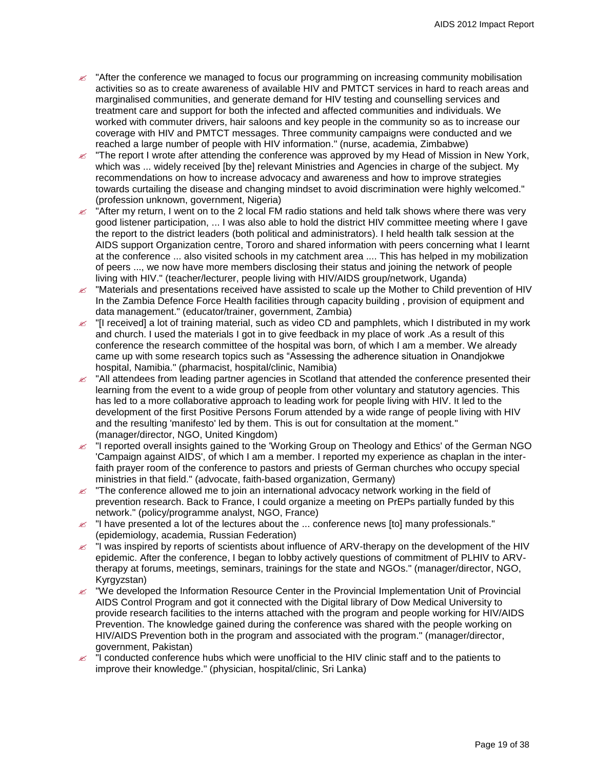- "After the conference we managed to focus our programming on increasing community mobilisation activities so as to create awareness of available HIV and PMTCT services in hard to reach areas and marginalised communities, and generate demand for HIV testing and counselling services and treatment care and support for both the infected and affected communities and individuals. We worked with commuter drivers, hair saloons and key people in the community so as to increase our coverage with HIV and PMTCT messages. Three community campaigns were conducted and we reached a large number of people with HIV information." (nurse, academia, Zimbabwe)
- "The report I wrote after attending the conference was approved by my Head of Mission in New York, which was ... widely received [by the] relevant Ministries and Agencies in charge of the subject. My recommendations on how to increase advocacy and awareness and how to improve strategies towards curtailing the disease and changing mindset to avoid discrimination were highly welcomed." (profession unknown, government, Nigeria)
- "After my return, I went on to the 2 local FM radio stations and held talk shows where there was very good listener participation, ... I was also able to hold the district HIV committee meeting where I gave the report to the district leaders (both political and administrators). I held health talk session at the AIDS support Organization centre, Tororo and shared information with peers concerning what I learnt at the conference ... also visited schools in my catchment area .... This has helped in my mobilization of peers ..., we now have more members disclosing their status and joining the network of people living with HIV." (teacher/lecturer, people living with HIV/AIDS group/network, Uganda)
- "Materials and presentations received have assisted to scale up the Mother to Child prevention of HIV In the Zambia Defence Force Health facilities through capacity building , provision of equipment and data management." (educator/trainer, government, Zambia)
- "[I received] a lot of training material, such as video CD and pamphlets, which I distributed in my work and church. I used the materials I got in to give feedback in my place of work .As a result of this conference the research committee of the hospital was born, of which I am a member. We already came up with some research topics such as "Assessing the adherence situation in Onandjokwe hospital, Namibia." (pharmacist, hospital/clinic, Namibia)
- "All attendees from leading partner agencies in Scotland that attended the conference presented their learning from the event to a wide group of people from other voluntary and statutory agencies. This has led to a more collaborative approach to leading work for people living with HIV. It led to the development of the first Positive Persons Forum attended by a wide range of people living with HIV and the resulting 'manifesto' led by them. This is out for consultation at the moment." (manager/director, NGO, United Kingdom)
- "I reported overall insights gained to the 'Working Group on Theology and Ethics' of the German NGO 'Campaign against AIDS', of which I am a member. I reported my experience as chaplan in the inter-faith prayer room of the conference to pastors and priests of German churches who occupy special ministries in that field." (advocate, faith-based organization, Germany)
- "The conference allowed me to join an international advocacy network working in the field of prevention research. Back to France, I could organize a meeting on PrEPs partially funded by this network." (policy/programme analyst, NGO, France)
- "I have presented a lot of the lectures about the ... conference news [to] many professionals." (epidemiology, academia, Russian Federation)
- "I was inspired by reports of scientists about influence of ARV-therapy on the development of the HIV epidemic. After the conference, I began to lobby actively questions of commitment of PLHIV to ARV-therapy at forums, meetings, seminars, trainings for the state and NGOs." (manager/director, NGO, Kyrgyzstan)
- "We developed the Information Resource Center in the Provincial Implementation Unit of Provincial AIDS Control Program and got it connected with the Digital library of Dow Medical University to provide research facilities to the interns attached with the program and people working for HIV/AIDS Prevention. The knowledge gained during the conference was shared with the people working on HIV/AIDS Prevention both in the program and associated with the program." (manager/director, government, Pakistan)
- "I conducted conference hubs which were unofficial to the HIV clinic staff and to the patients to improve their knowledge." (physician, hospital/clinic, Sri Lanka)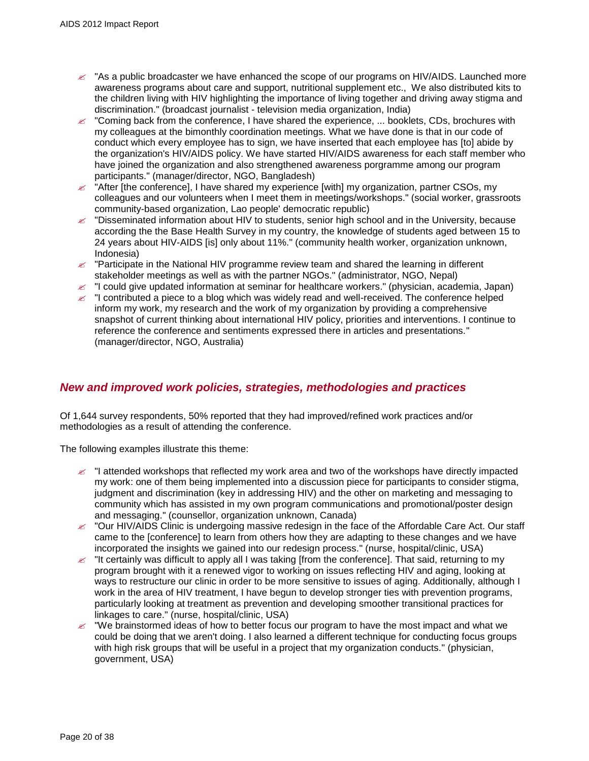- "As a public broadcaster we have enhanced the scope of our programs on HIV/AIDS. Launched more awareness programs about care and support, nutritional supplement etc., We also distributed kits to the children living with HIV highlighting the importance of living together and driving away stigma and discrimination." (broadcast journalist - television media organization, India)
- "Coming back from the conference, I have shared the experience, ... booklets, CDs, brochures with my colleagues at the bimonthly coordination meetings. What we have done is that in our code of conduct which every employee has to sign, we have inserted that each employee has [to] abide by the organization's HIV/AIDS policy. We have started HIV/AIDS awareness for each staff member who have joined the organization and also strengthened awareness porgramme among our program participants." (manager/director, NGO, Bangladesh)
- "After [the conference], I have shared my experience [with] my organization, partner CSOs, my colleagues and our volunteers when I meet them in meetings/workshops." (social worker, grassroots community-based organization, Lao people' democratic republic)
- "Disseminated information about HIV to students, senior high school and in the University, because according the the Base Health Survey in my country, the knowledge of students aged between 15 to 24 years about HIV-AIDS [is] only about 11%." (community health worker, organization unknown, Indonesia)
- "Participate in the National HIV programme review team and shared the learning in different stakeholder meetings as well as with the partner NGOs." (administrator, NGO, Nepal)
- "I could give updated information at seminar for healthcare workers." (physician, academia, Japan)
- "I contributed a piece to a blog which was widely read and well-received. The conference helped inform my work, my research and the work of my organization by providing a comprehensive snapshot of current thinking about international HIV policy, priorities and interventions. I continue to reference the conference and sentiments expressed there in articles and presentations." (manager/director, NGO, Australia)

## *New and improved work policies, strategies, methodologies and practices*

Of 1,644 survey respondents, 50% reported that they had improved/refined work practices and/or methodologies as a result of attending the conference.

The following examples illustrate this theme:

- "I attended workshops that reflected my work area and two of the workshops have directly impacted my work: one of them being implemented into a discussion piece for participants to consider stigma, judgment and discrimination (key in addressing HIV) and the other on marketing and messaging to community which has assisted in my own program communications and promotional/poster design and messaging." (counsellor, organization unknown, Canada)
- "Our HIV/AIDS Clinic is undergoing massive redesign in the face of the Affordable Care Act. Our staff came to the [conference] to learn from others how they are adapting to these changes and we have incorporated the insights we gained into our redesign process." (nurse, hospital/clinic, USA)
- "It certainly was difficult to apply all I was taking [from the conference]. That said, returning to my program brought with it a renewed vigor to working on issues reflecting HIV and aging, looking at ways to restructure our clinic in order to be more sensitive to issues of aging. Additionally, although I work in the area of HIV treatment, I have begun to develop stronger ties with prevention programs, particularly looking at treatment as prevention and developing smoother transitional practices for linkages to care." (nurse, hospital/clinic, USA)
- "We brainstormed ideas of how to better focus our program to have the most impact and what we could be doing that we aren't doing. I also learned a different technique for conducting focus groups with high risk groups that will be useful in a project that my organization conducts." (physician, government, USA)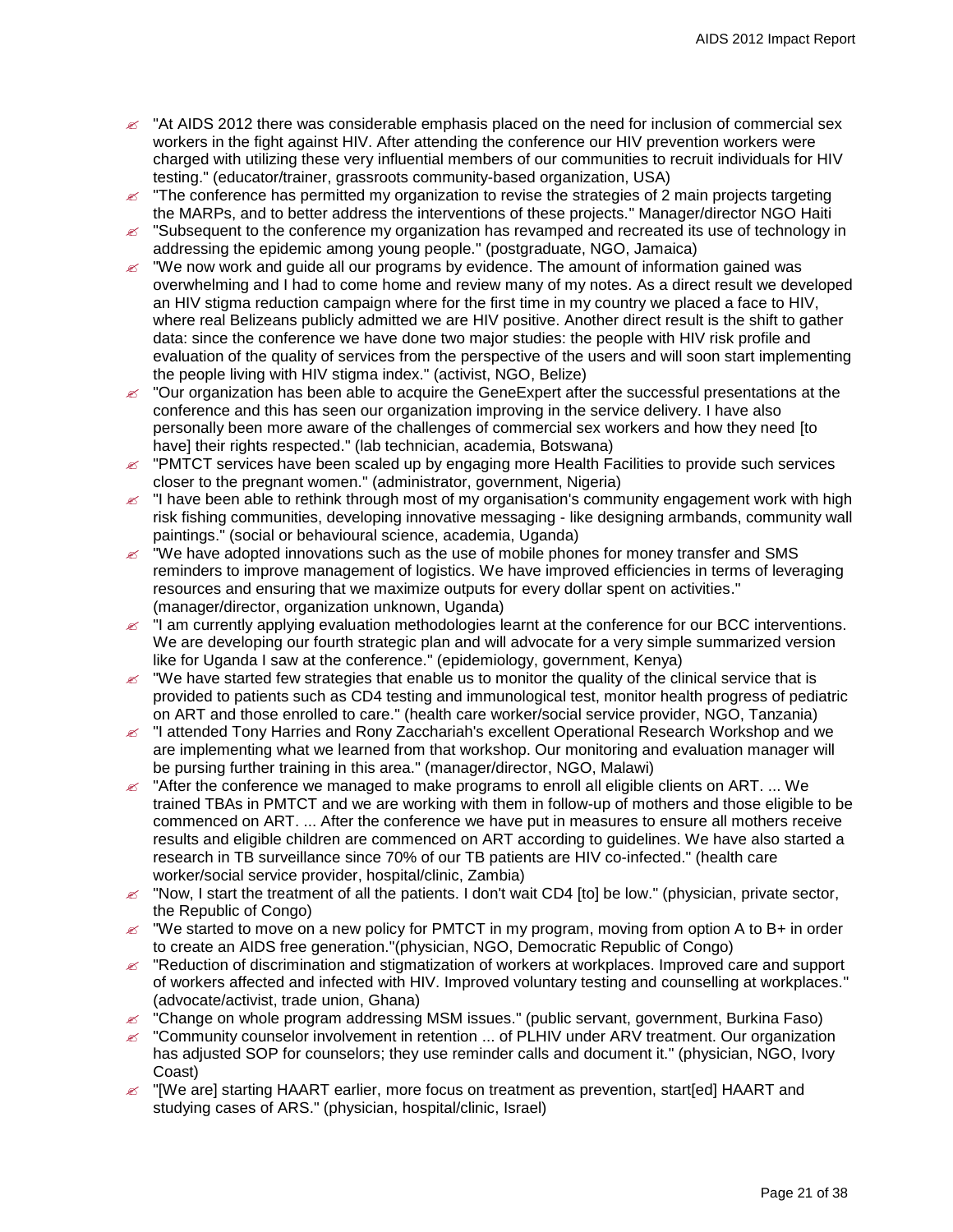- "At AIDS 2012 there was considerable emphasis placed on the need for inclusion of commercial sex workers in the fight against HIV. After attending the conference our HIV prevention workers were charged with utilizing these very influential members of our communities to recruit individuals for HIV testing." (educator/trainer, grassroots community-based organization, USA)
- "The conference has permitted my organization to revise the strategies of 2 main projects targeting the MARPs, and to better address the interventions of these projects." Manager/director NGO Haiti
- "Subsequent to the conference my organization has revamped and recreated its use of technology in addressing the epidemic among young people." (postgraduate, NGO, Jamaica)
- "We now work and guide all our programs by evidence. The amount of information gained was overwhelming and I had to come home and review many of my notes. As a direct result we developed an HIV stigma reduction campaign where for the first time in my country we placed a face to HIV, where real Belizeans publicly admitted we are HIV positive. Another direct result is the shift to gather data: since the conference we have done two major studies: the people with HIV risk profile and evaluation of the quality of services from the perspective of the users and will soon start implementing the people living with HIV stigma index." (activist, NGO, Belize)
- "Our organization has been able to acquire the GeneExpert after the successful presentations at the conference and this has seen our organization improving in the service delivery. I have also personally been more aware of the challenges of commercial sex workers and how they need [to have] their rights respected." (lab technician, academia, Botswana)
- "PMTCT services have been scaled up by engaging more Health Facilities to provide such services closer to the pregnant women." (administrator, government, Nigeria)
- "I have been able to rethink through most of my organisation's community engagement work with high risk fishing communities, developing innovative messaging - like designing armbands, community wall paintings." (social or behavioural science, academia, Uganda)
- "We have adopted innovations such as the use of mobile phones for money transfer and SMS reminders to improve management of logistics. We have improved efficiencies in terms of leveraging resources and ensuring that we maximize outputs for every dollar spent on activities." (manager/director, organization unknown, Uganda)
- "I am currently applying evaluation methodologies learnt at the conference for our BCC interventions. We are developing our fourth strategic plan and will advocate for a very simple summarized version like for Uganda I saw at the conference." (epidemiology, government, Kenya)
- "We have started few strategies that enable us to monitor the quality of the clinical service that is provided to patients such as CD4 testing and immunological test, monitor health progress of pediatric on ART and those enrolled to care." (health care worker/social service provider, NGO, Tanzania)
- "I attended Tony Harries and Rony Zacchariah's excellent Operational Research Workshop and we are implementing what we learned from that workshop. Our monitoring and evaluation manager will be pursing further training in this area." (manager/director, NGO, Malawi)
- "After the conference we managed to make programs to enroll all eligible clients on ART. ... We trained TBAs in PMTCT and we are working with them in follow-up of mothers and those eligible to be commenced on ART. ... After the conference we have put in measures to ensure all mothers receive results and eligible children are commenced on ART according to guidelines. We have also started a research in TB surveillance since 70% of our TB patients are HIV co-infected." (health care worker/social service provider, hospital/clinic, Zambia)
- "Now, I start the treatment of all the patients. I don't wait CD4 [to] be low." (physician, private sector, the Republic of Congo)
- "We started to move on a new policy for PMTCT in my program, moving from option A to B+ in order to create an AIDS free generation."(physician, NGO, Democratic Republic of Congo)
- "Reduction of discrimination and stigmatization of workers at workplaces. Improved care and support of workers affected and infected with HIV. Improved voluntary testing and counselling at workplaces." (advocate/activist, trade union, Ghana)
- "Change on whole program addressing MSM issues." (public servant, government, Burkina Faso)
- "Community counselor involvement in retention ... of PLHIV under ARV treatment. Our organization has adjusted SOP for counselors; they use reminder calls and document it." (physician, NGO, Ivory Coast)
- "[We are] starting HAART earlier, more focus on treatment as prevention, start[ed] HAART and studying cases of ARS." (physician, hospital/clinic, Israel)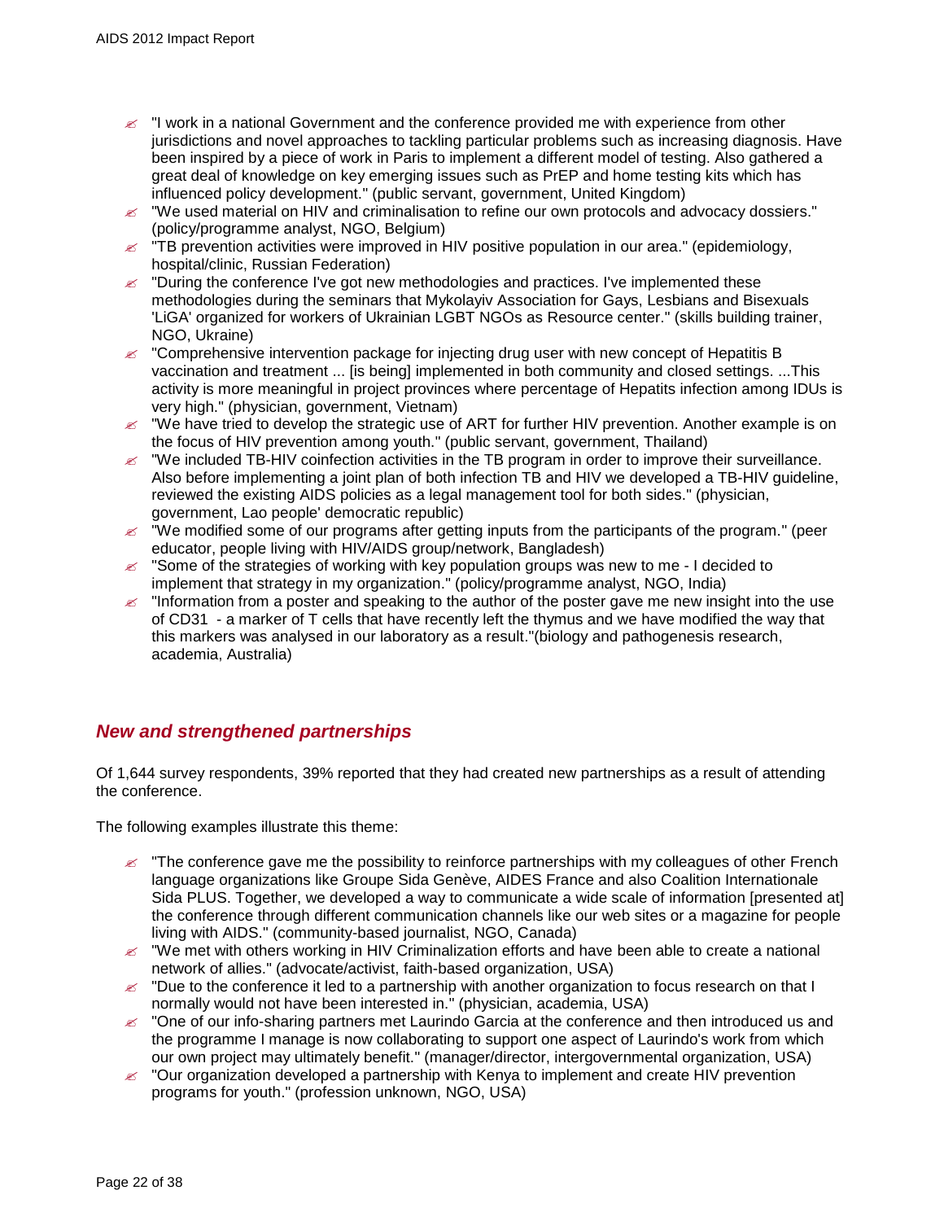- "I work in a national Government and the conference provided me with experience from other jurisdictions and novel approaches to tackling particular problems such as increasing diagnosis. Have been inspired by a piece of work in Paris to implement a different model of testing. Also gathered a great deal of knowledge on key emerging issues such as PrEP and home testing kits which has influenced policy development." (public servant, government, United Kingdom)
- "We used material on HIV and criminalisation to refine our own protocols and advocacy dossiers." (policy/programme analyst, NGO, Belgium)
- "TB prevention activities were improved in HIV positive population in our area." (epidemiology, hospital/clinic, Russian Federation)
- "During the conference I've got new methodologies and practices. I've implemented these methodologies during the seminars that Mykolayiv Association for Gays, Lesbians and Bisexuals 'LiGA' organized for workers of Ukrainian LGBT NGOs as Resource center." (skills building trainer, NGO, Ukraine)
- "Comprehensive intervention package for injecting drug user with new concept of Hepatitis B vaccination and treatment ... [is being] implemented in both community and closed settings. ...This activity is more meaningful in project provinces where percentage of Hepatits infection among IDUs is very high." (physician, government, Vietnam)
- "We have tried to develop the strategic use of ART for further HIV prevention. Another example is on the focus of HIV prevention among youth." (public servant, government, Thailand)
- "We included TB-HIV coinfection activities in the TB program in order to improve their surveillance. Also before implementing a joint plan of both infection TB and HIV we developed a TB-HIV guideline, reviewed the existing AIDS policies as a legal management tool for both sides." (physician, government, Lao people' democratic republic)
- "We modified some of our programs after getting inputs from the participants of the program." (peer educator, people living with HIV/AIDS group/network, Bangladesh)
- "Some of the strategies of working with key population groups was new to me - I decided to implement that strategy in my organization." (policy/programme analyst, NGO, India)
- "Information from a poster and speaking to the author of the poster gave me new insight into the use of CD31 - a marker of T cells that have recently left the thymus and we have modified the way that this markers was analysed in our laboratory as a result."(biology and pathogenesis research, academia, Australia)

## *New and strengthened partnerships*

Of 1,644 survey respondents, 39% reported that they had created new partnerships as a result of attending the conference.

The following examples illustrate this theme:

- "The conference gave me the possibility to reinforce partnerships with my colleagues of other French language organizations like Groupe Sida Genève, AIDES France and also Coalition Internationale Sida PLUS. Together, we developed a way to communicate a wide scale of information [presented at] the conference through different communication channels like our web sites or a magazine for people living with AIDS." (community-based journalist, NGO, Canada)
- "We met with others working in HIV Criminalization efforts and have been able to create a national network of allies." (advocate/activist, faith-based organization, USA)
- "Due to the conference it led to a partnership with another organization to focus research on that I normally would not have been interested in." (physician, academia, USA)
- "One of our info-sharing partners met Laurindo Garcia at the conference and then introduced us and the programme I manage is now collaborating to support one aspect of Laurindo's work from which our own project may ultimately benefit." (manager/director, intergovernmental organization, USA)
- "Our organization developed a partnership with Kenya to implement and create HIV prevention programs for youth." (profession unknown, NGO, USA)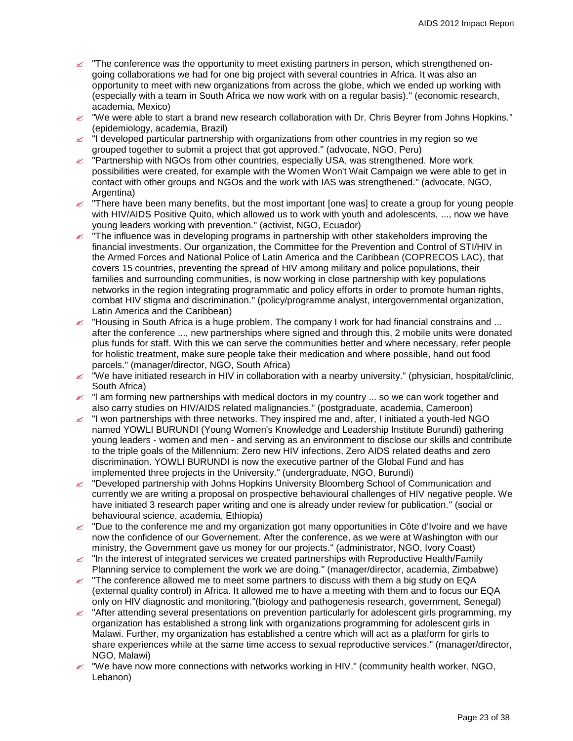- "The conference was the opportunity to meet existing partners in person, which strengthened on-going collaborations we had for one big project with several countries in Africa. It was also an opportunity to meet with new organizations from across the globe, which we ended up working with (especially with a team in South Africa we now work with on a regular basis)." (economic research, academia, Mexico)
- "We were able to start a brand new research collaboration with Dr. Chris Beyrer from Johns Hopkins." (epidemiology, academia, Brazil)
- "I developed particular partnership with organizations from other countries in my region so we grouped together to submit a project that got approved." (advocate, NGO, Peru)
- "Partnership with NGOs from other countries, especially USA, was strengthened. More work possibilities were created, for example with the Women Won't Wait Campaign we were able to get in contact with other groups and NGOs and the work with IAS was strengthened." (advocate, NGO, Argentina)
- "There have been many benefits, but the most important [one was] to create a group for young people with HIV/AIDS Positive Quito, which allowed us to work with youth and adolescents, ..., now we have young leaders working with prevention." (activist, NGO, Ecuador)
- "The influence was in developing programs in partnership with other stakeholders improving the financial investments. Our organization, the Committee for the Prevention and Control of STI/HIV in the Armed Forces and National Police of Latin America and the Caribbean (COPRECOS LAC), that covers 15 countries, preventing the spread of HIV among military and police populations, their families and surrounding communities, is now working in close partnership with key populations networks in the region integrating programmatic and policy efforts in order to promote human rights, combat HIV stigma and discrimination." (policy/programme analyst, intergovernmental organization, Latin America and the Caribbean)
- "Housing in South Africa is a huge problem. The company I work for had financial constrains and ... after the conference ..., new partnerships where signed and through this, 2 mobile units were donated plus funds for staff. With this we can serve the communities better and where necessary, refer people for holistic treatment, make sure people take their medication and where possible, hand out food parcels." (manager/director, NGO, South Africa)
- "We have initiated research in HIV in collaboration with a nearby university." (physician, hospital/clinic, South Africa)
- "I am forming new partnerships with medical doctors in my country ... so we can work together and also carry studies on HIV/AIDS related malignancies." (postgraduate, academia, Cameroon)
- "I won partnerships with three networks. They inspired me and, after, I initiated a youth-led NGO named YOWLI BURUNDI (Young Women's Knowledge and Leadership Institute Burundi) gathering young leaders - women and men - and serving as an environment to disclose our skills and contribute to the triple goals of the Millennium: Zero new HIV infections, Zero AIDS related deaths and zero discrimination. YOWLI BURUNDI is now the executive partner of the Global Fund and has implemented three projects in the University." (undergraduate, NGO, Burundi)
- "Developed partnership with Johns Hopkins University Bloomberg School of Communication and currently we are writing a proposal on prospective behavioural challenges of HIV negative people. We have initiated 3 research paper writing and one is already under review for publication." (social or behavioural science, academia, Ethiopia)
- "Due to the conference me and my organization got many opportunities in Côte d'Ivoire and we have now the confidence of our Governement. After the conference, as we were at Washington with our ministry, the Government gave us money for our projects." (administrator, NGO, Ivory Coast)
- "In the interest of integrated services we created partnerships with Reproductive Health/Family Planning service to complement the work we are doing." (manager/director, academia, Zimbabwe)
- "The conference allowed me to meet some partners to discuss with them a big study on EQA (external quality control) in Africa. It allowed me to have a meeting with them and to focus our EQA only on HIV diagnostic and monitoring."(biology and pathogenesis research, government, Senegal)
- "After attending several presentations on prevention particularly for adolescent girls programming, my organization has established a strong link with organizations programming for adolescent girls in Malawi. Further, my organization has established a centre which will act as a platform for girls to share experiences while at the same time access to sexual reproductive services." (manager/director, NGO, Malawi)
- "We have now more connections with networks working in HIV." (community health worker, NGO, Lebanon)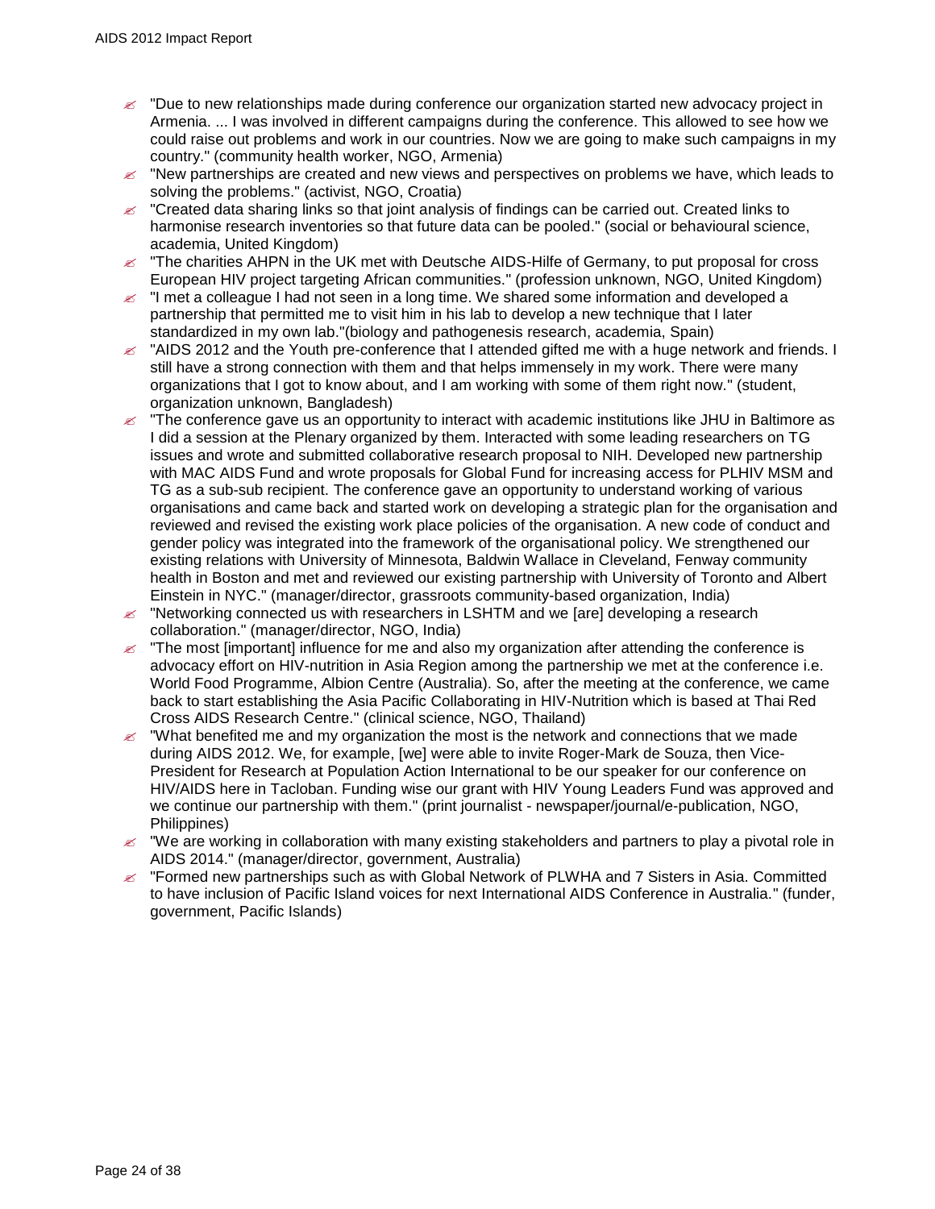- "Due to new relationships made during conference our organization started new advocacy project in Armenia. ... I was involved in different campaigns during the conference. This allowed to see how we could raise out problems and work in our countries. Now we are going to make such campaigns in my country." (community health worker, NGO, Armenia)
- "New partnerships are created and new views and perspectives on problems we have, which leads to solving the problems." (activist, NGO, Croatia)
- "Created data sharing links so that joint analysis of findings can be carried out. Created links to harmonise research inventories so that future data can be pooled." (social or behavioural science, academia, United Kingdom)
- "The charities AHPN in the UK met with Deutsche AIDS-Hilfe of Germany, to put proposal for cross European HIV project targeting African communities." (profession unknown, NGO, United Kingdom)
- "I met a colleague I had not seen in a long time. We shared some information and developed a partnership that permitted me to visit him in his lab to develop a new technique that I later standardized in my own lab."(biology and pathogenesis research, academia, Spain)
- "AIDS 2012 and the Youth pre-conference that I attended gifted me with a huge network and friends. I still have a strong connection with them and that helps immensely in my work. There were many organizations that I got to know about, and I am working with some of them right now." (student, organization unknown, Bangladesh)
- "The conference gave us an opportunity to interact with academic institutions like JHU in Baltimore as I did a session at the Plenary organized by them. Interacted with some leading researchers on TG issues and wrote and submitted collaborative research proposal to NIH. Developed new partnership with MAC AIDS Fund and wrote proposals for Global Fund for increasing access for PLHIV MSM and TG as a sub-sub recipient. The conference gave an opportunity to understand working of various organisations and came back and started work on developing a strategic plan for the organisation and reviewed and revised the existing work place policies of the organisation. A new code of conduct and gender policy was integrated into the framework of the organisational policy. We strengthened our existing relations with University of Minnesota, Baldwin Wallace in Cleveland, Fenway community health in Boston and met and reviewed our existing partnership with University of Toronto and Albert Einstein in NYC." (manager/director, grassroots community-based organization, India)
- "Networking connected us with researchers in LSHTM and we [are] developing a research collaboration." (manager/director, NGO, India)
- "The most [important] influence for me and also my organization after attending the conference is advocacy effort on HIV-nutrition in Asia Region among the partnership we met at the conference i.e. World Food Programme, Albion Centre (Australia). So, after the meeting at the conference, we came back to start establishing the Asia Pacific Collaborating in HIV-Nutrition which is based at Thai Red Cross AIDS Research Centre." (clinical science, NGO, Thailand)
- "What benefited me and my organization the most is the network and connections that we made during AIDS 2012. We, for example, [we] were able to invite Roger-Mark de Souza, then Vice-President for Research at Population Action International to be our speaker for our conference on HIV/AIDS here in Tacloban. Funding wise our grant with HIV Young Leaders Fund was approved and we continue our partnership with them." (print journalist - newspaper/journal/e-publication, NGO, Philippines)
- "We are working in collaboration with many existing stakeholders and partners to play a pivotal role in AIDS 2014." (manager/director, government, Australia)
- "Formed new partnerships such as with Global Network of PLWHA and 7 Sisters in Asia. Committed to have inclusion of Pacific Island voices for next International AIDS Conference in Australia." (funder, government, Pacific Islands)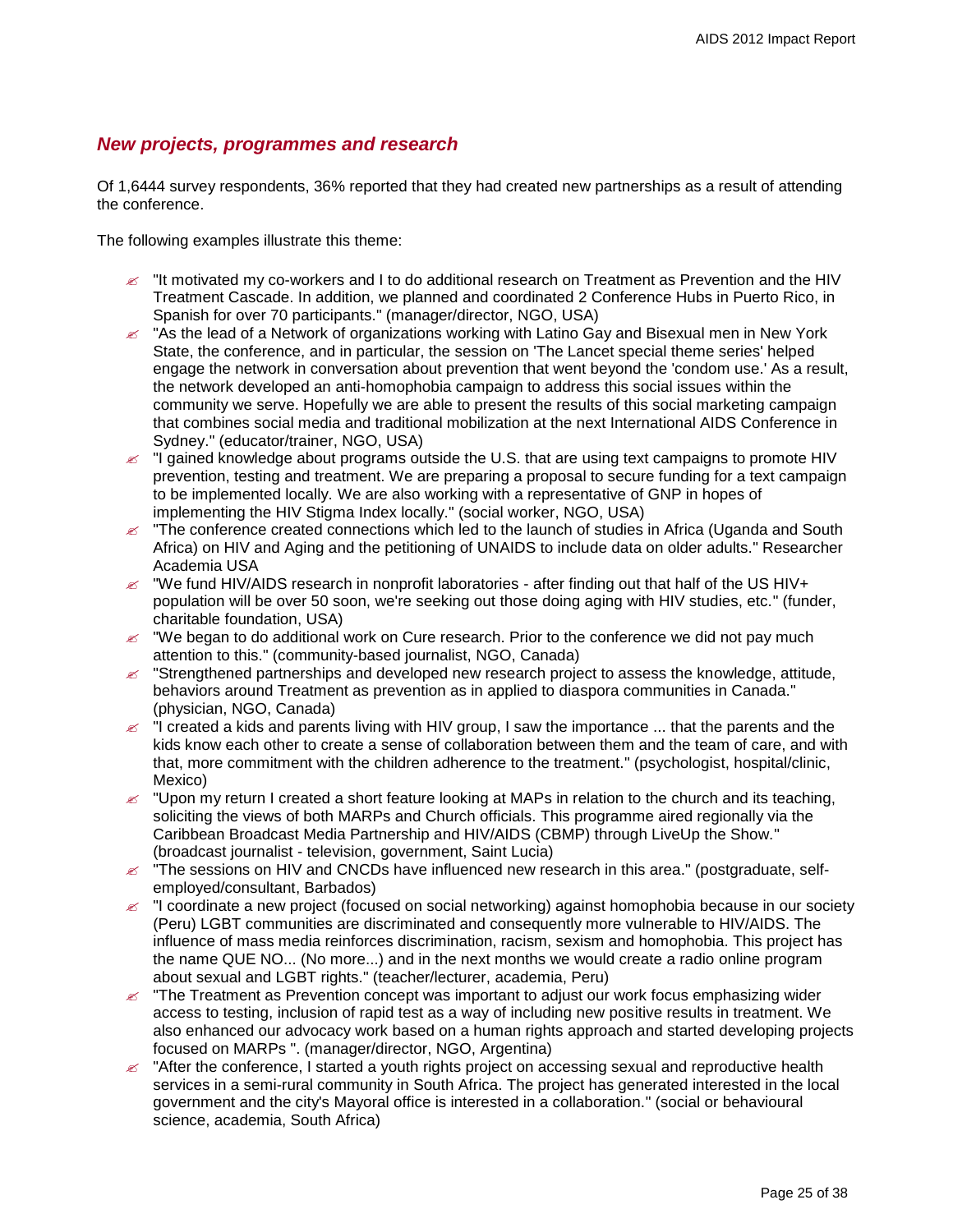## *New projects, programmes and research*

Of 1,6444 survey respondents, 36% reported that they had created new partnerships as a result of attending the conference.

The following examples illustrate this theme:

- "It motivated my co-workers and I to do additional research on Treatment as Prevention and the HIV Treatment Cascade. In addition, we planned and coordinated 2 Conference Hubs in Puerto Rico, in Spanish for over 70 participants." (manager/director, NGO, USA)
- "As the lead of a Network of organizations working with Latino Gay and Bisexual men in New York State, the conference, and in particular, the session on 'The Lancet special theme series' helped engage the network in conversation about prevention that went beyond the 'condom use.' As a result, the network developed an anti-homophobia campaign to address this social issues within the community we serve. Hopefully we are able to present the results of this social marketing campaign that combines social media and traditional mobilization at the next International AIDS Conference in Sydney." (educator/trainer, NGO, USA)
- "I gained knowledge about programs outside the U.S. that are using text campaigns to promote HIV prevention, testing and treatment. We are preparing a proposal to secure funding for a text campaign to be implemented locally. We are also working with a representative of GNP in hopes of implementing the HIV Stigma Index locally." (social worker, NGO, USA)
- "The conference created connections which led to the launch of studies in Africa (Uganda and South Africa) on HIV and Aging and the petitioning of UNAIDS to include data on older adults." Researcher Academia USA
- "We fund HIV/AIDS research in nonprofit laboratories - after finding out that half of the US HIV+ population will be over 50 soon, we're seeking out those doing aging with HIV studies, etc." (funder, charitable foundation, USA)
- "We began to do additional work on Cure research. Prior to the conference we did not pay much attention to this." (community-based journalist, NGO, Canada)
- "Strengthened partnerships and developed new research project to assess the knowledge, attitude, behaviors around Treatment as prevention as in applied to diaspora communities in Canada." (physician, NGO, Canada)
- "I created a kids and parents living with HIV group, I saw the importance ... that the parents and the kids know each other to create a sense of collaboration between them and the team of care, and with that, more commitment with the children adherence to the treatment." (psychologist, hospital/clinic, Mexico)
- "Upon my return I created a short feature looking at MAPs in relation to the church and its teaching, soliciting the views of both MARPs and Church officials. This programme aired regionally via the Caribbean Broadcast Media Partnership and HIV/AIDS (CBMP) through LiveUp the Show." (broadcast journalist - television, government, Saint Lucia)
- "The sessions on HIV and CNCDs have influenced new research in this area." (postgraduate, self-employed/consultant, Barbados)
- "I coordinate a new project (focused on social networking) against homophobia because in our society (Peru) LGBT communities are discriminated and consequently more vulnerable to HIV/AIDS. The influence of mass media reinforces discrimination, racism, sexism and homophobia. This project has the name QUE NO... (No more...) and in the next months we would create a radio online program about sexual and LGBT rights." (teacher/lecturer, academia, Peru)
- "The Treatment as Prevention concept was important to adjust our work focus emphasizing wider access to testing, inclusion of rapid test as a way of including new positive results in treatment. We also enhanced our advocacy work based on a human rights approach and started developing projects focused on MARPs ". (manager/director, NGO, Argentina)
- "After the conference, I started a youth rights project on accessing sexual and reproductive health services in a semi-rural community in South Africa. The project has generated interested in the local government and the city's Mayoral office is interested in a collaboration." (social or behavioural science, academia, South Africa)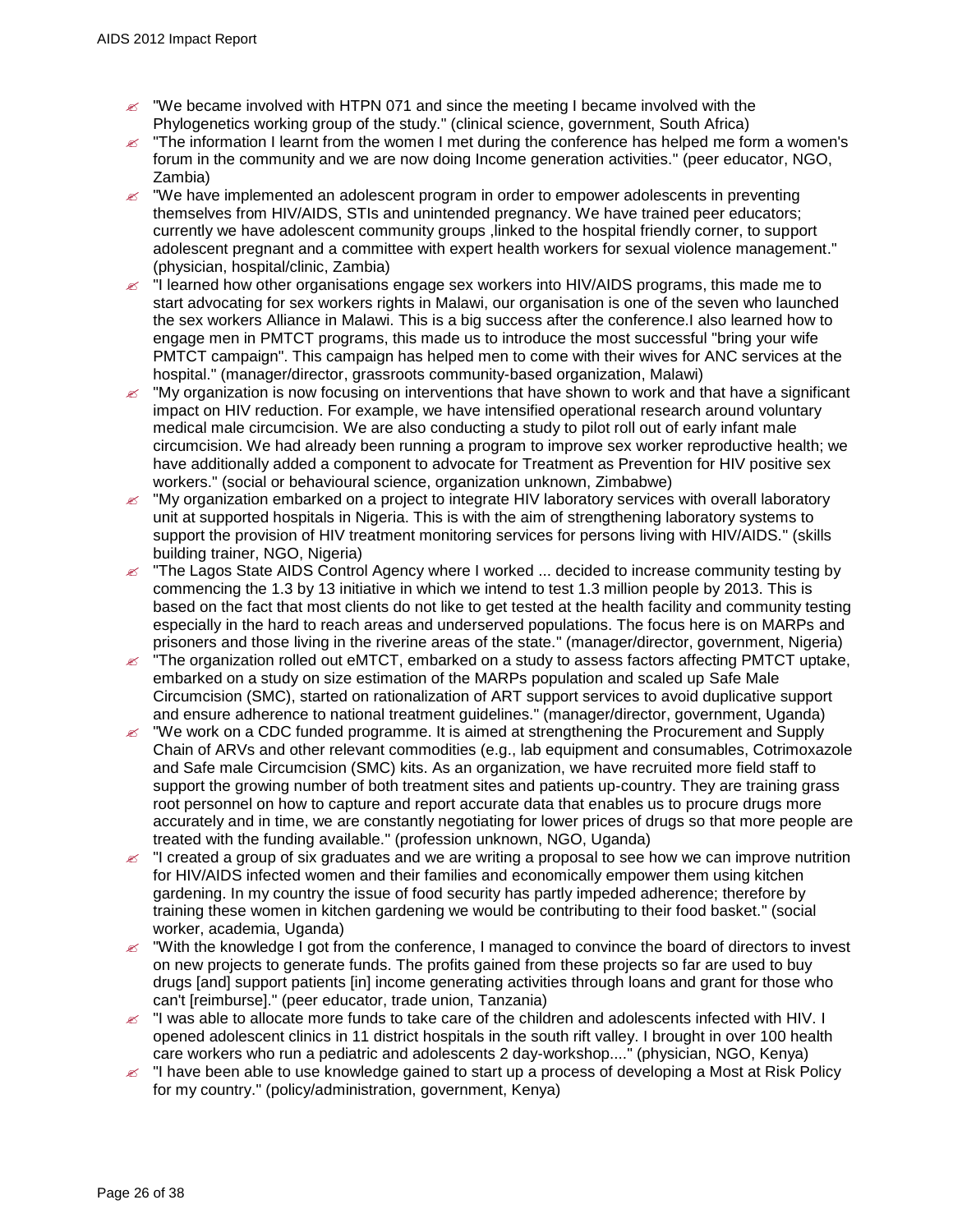- "We became involved with HTPN 071 and since the meeting I became involved with the Phylogenetics working group of the study." (clinical science, government, South Africa)
- "The information I learnt from the women I met during the conference has helped me form a women's forum in the community and we are now doing Income generation activities." (peer educator, NGO, Zambia)
- "We have implemented an adolescent program in order to empower adolescents in preventing themselves from HIV/AIDS, STIs and unintended pregnancy. We have trained peer educators; currently we have adolescent community groups ,linked to the hospital friendly corner, to support adolescent pregnant and a committee with expert health workers for sexual violence management." (physician, hospital/clinic, Zambia)
- "I learned how other organisations engage sex workers into HIV/AIDS programs, this made me to start advocating for sex workers rights in Malawi, our organisation is one of the seven who launched the sex workers Alliance in Malawi. This is a big success after the conference.I also learned how to engage men in PMTCT programs, this made us to introduce the most successful "bring your wife PMTCT campaign". This campaign has helped men to come with their wives for ANC services at the hospital." (manager/director, grassroots community-based organization, Malawi)
- "My organization is now focusing on interventions that have shown to work and that have a significant impact on HIV reduction. For example, we have intensified operational research around voluntary medical male circumcision. We are also conducting a study to pilot roll out of early infant male circumcision. We had already been running a program to improve sex worker reproductive health; we have additionally added a component to advocate for Treatment as Prevention for HIV positive sex workers." (social or behavioural science, organization unknown, Zimbabwe)
- "My organization embarked on a project to integrate HIV laboratory services with overall laboratory unit at supported hospitals in Nigeria. This is with the aim of strengthening laboratory systems to support the provision of HIV treatment monitoring services for persons living with HIV/AIDS." (skills building trainer, NGO, Nigeria)
- "The Lagos State AIDS Control Agency where I worked ... decided to increase community testing by commencing the 1.3 by 13 initiative in which we intend to test 1.3 million people by 2013. This is based on the fact that most clients do not like to get tested at the health facility and community testing especially in the hard to reach areas and underserved populations. The focus here is on MARPs and prisoners and those living in the riverine areas of the state." (manager/director, government, Nigeria)
- "The organization rolled out eMTCT, embarked on a study to assess factors affecting PMTCT uptake, embarked on a study on size estimation of the MARPs population and scaled up Safe Male Circumcision (SMC), started on rationalization of ART support services to avoid duplicative support and ensure adherence to national treatment guidelines." (manager/director, government, Uganda)
- "We work on a CDC funded programme. It is aimed at strengthening the Procurement and Supply Chain of ARVs and other relevant commodities (e.g., lab equipment and consumables, Cotrimoxazole and Safe male Circumcision (SMC) kits. As an organization, we have recruited more field staff to support the growing number of both treatment sites and patients up-country. They are training grass root personnel on how to capture and report accurate data that enables us to procure drugs more accurately and in time, we are constantly negotiating for lower prices of drugs so that more people are treated with the funding available." (profession unknown, NGO, Uganda)
- "I created a group of six graduates and we are writing a proposal to see how we can improve nutrition for HIV/AIDS infected women and their families and economically empower them using kitchen gardening. In my country the issue of food security has partly impeded adherence; therefore by training these women in kitchen gardening we would be contributing to their food basket." (social worker, academia, Uganda)
- "With the knowledge I got from the conference, I managed to convince the board of directors to invest on new projects to generate funds. The profits gained from these projects so far are used to buy drugs [and] support patients [in] income generating activities through loans and grant for those who can't [reimburse]." (peer educator, trade union, Tanzania)
- "I was able to allocate more funds to take care of the children and adolescents infected with HIV. I opened adolescent clinics in 11 district hospitals in the south rift valley. I brought in over 100 health care workers who run a pediatric and adolescents 2 day-workshop...." (physician, NGO, Kenya)
- "I have been able to use knowledge gained to start up a process of developing a Most at Risk Policy for my country." (policy/administration, government, Kenya)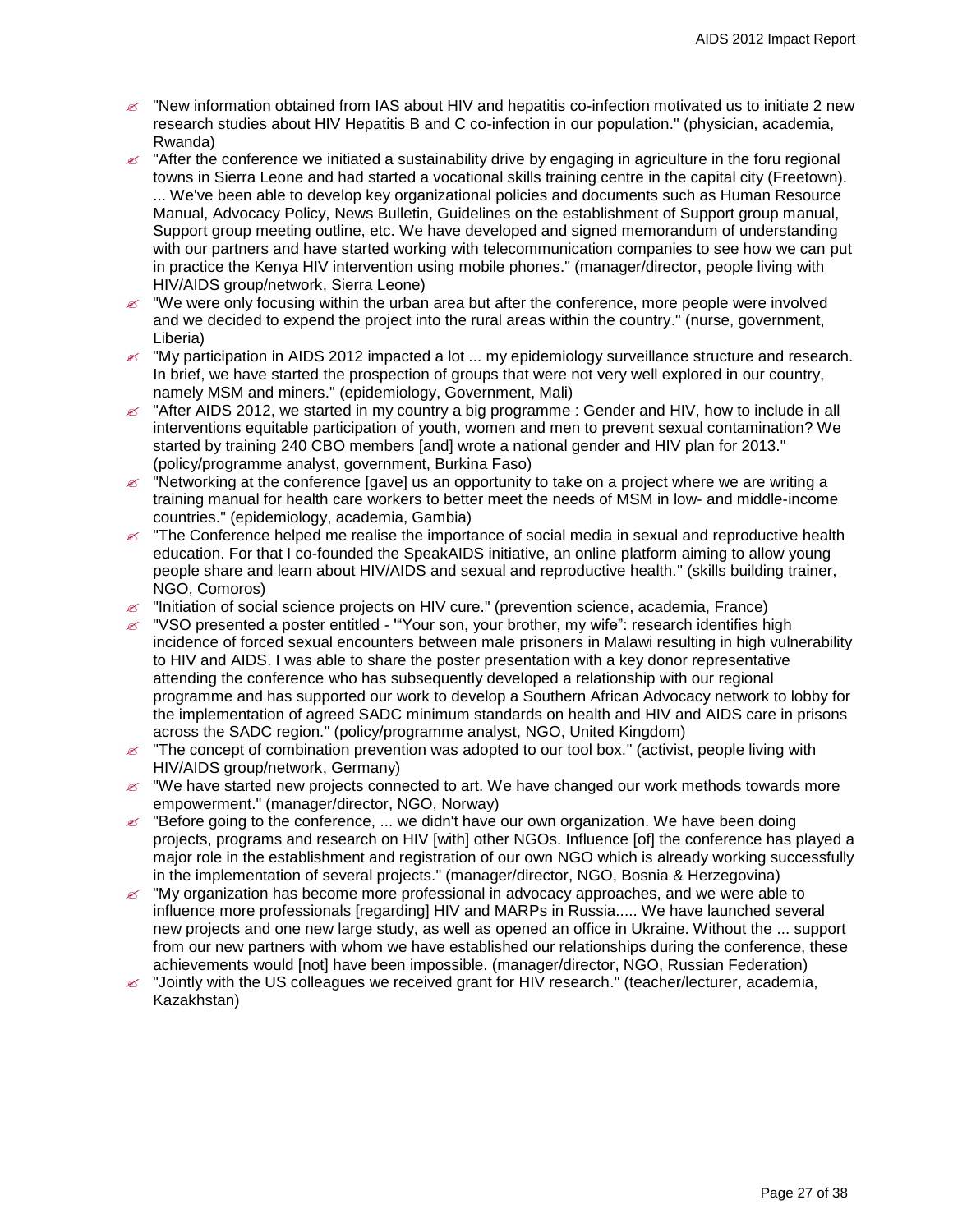- "New information obtained from IAS about HIV and hepatitis co-infection motivated us to initiate 2 new research studies about HIV Hepatitis B and C co-infection in our population." (physician, academia, Rwanda)
- "After the conference we initiated a sustainability drive by engaging in agriculture in the foru regional towns in Sierra Leone and had started a vocational skills training centre in the capital city (Freetown). ... We've been able to develop key organizational policies and documents such as Human Resource Manual, Advocacy Policy, News Bulletin, Guidelines on the establishment of Support group manual, Support group meeting outline, etc. We have developed and signed memorandum of understanding with our partners and have started working with telecommunication companies to see how we can put in practice the Kenya HIV intervention using mobile phones." (manager/director, people living with HIV/AIDS group/network, Sierra Leone)
- "We were only focusing within the urban area but after the conference, more people were involved and we decided to expend the project into the rural areas within the country." (nurse, government, Liberia)
- "My participation in AIDS 2012 impacted a lot ... my epidemiology surveillance structure and research. In brief, we have started the prospection of groups that were not very well explored in our country, namely MSM and miners." (epidemiology, Government, Mali)
- "After AIDS 2012, we started in my country a big programme : Gender and HIV, how to include in all interventions equitable participation of youth, women and men to prevent sexual contamination? We started by training 240 CBO members [and] wrote a national gender and HIV plan for 2013." (policy/programme analyst, government, Burkina Faso)
- "Networking at the conference [gave] us an opportunity to take on a project where we are writing a training manual for health care workers to better meet the needs of MSM in low- and middle-income countries." (epidemiology, academia, Gambia)
- "The Conference helped me realise the importance of social media in sexual and reproductive health education. For that I co-founded the SpeakAIDS initiative, an online platform aiming to allow young people share and learn about HIV/AIDS and sexual and reproductive health." (skills building trainer, NGO, Comoros)
- "Initiation of social science projects on HIV cure." (prevention science, academia, France)
- "VSO presented a poster entitled - '"Your son, your brother, my wife": research identifies high incidence of forced sexual encounters between male prisoners in Malawi resulting in high vulnerability to HIV and AIDS. I was able to share the poster presentation with a key donor representative attending the conference who has subsequently developed a relationship with our regional programme and has supported our work to develop a Southern African Advocacy network to lobby for the implementation of agreed SADC minimum standards on health and HIV and AIDS care in prisons across the SADC region." (policy/programme analyst, NGO, United Kingdom)
- "The concept of combination prevention was adopted to our tool box." (activist, people living with HIV/AIDS group/network, Germany)
- "We have started new projects connected to art. We have changed our work methods towards more empowerment." (manager/director, NGO, Norway)
- "Before going to the conference, ... we didn't have our own organization. We have been doing projects, programs and research on HIV [with] other NGOs. Influence [of] the conference has played a major role in the establishment and registration of our own NGO which is already working successfully in the implementation of several projects." (manager/director, NGO, Bosnia & Herzegovina)
- "My organization has become more professional in advocacy approaches, and we were able to influence more professionals [regarding] HIV and MARPs in Russia..... We have launched several new projects and one new large study, as well as opened an office in Ukraine. Without the ... support from our new partners with whom we have established our relationships during the conference, these achievements would [not] have been impossible. (manager/director, NGO, Russian Federation)
- "Jointly with the US colleagues we received grant for HIV research." (teacher/lecturer, academia, Kazakhstan)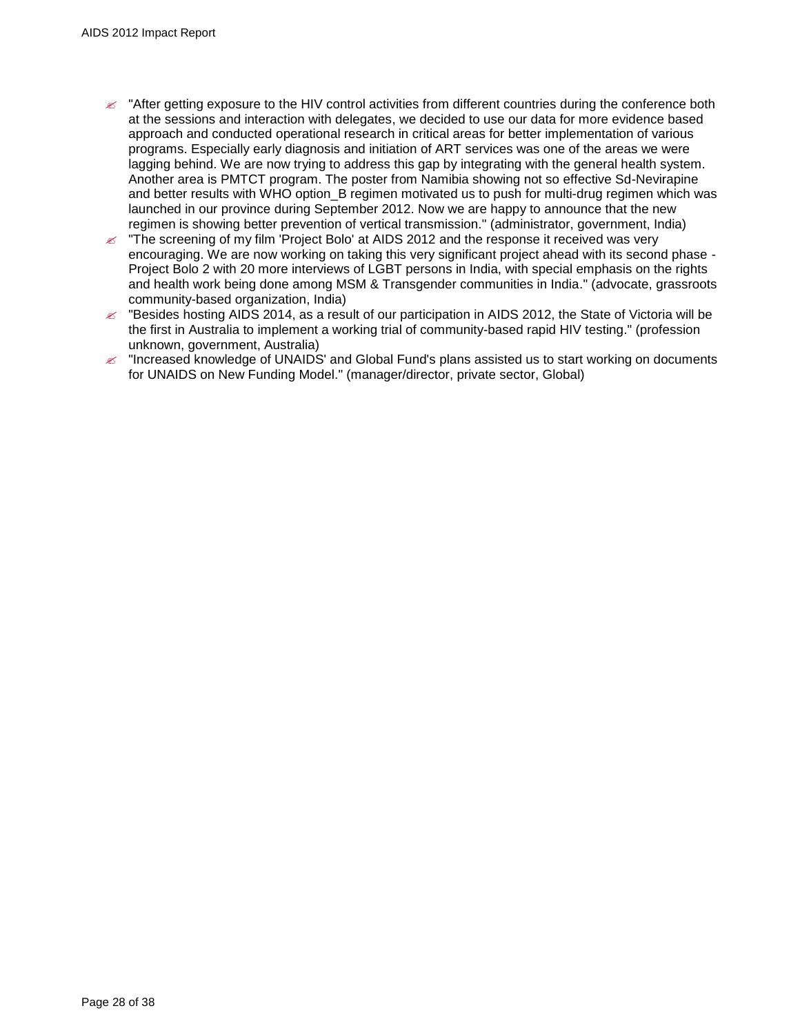- "After getting exposure to the HIV control activities from different countries during the conference both at the sessions and interaction with delegates, we decided to use our data for more evidence based approach and conducted operational research in critical areas for better implementation of various programs. Especially early diagnosis and initiation of ART services was one of the areas we were lagging behind. We are now trying to address this gap by integrating with the general health system. Another area is PMTCT program. The poster from Namibia showing not so effective Sd-Nevirapine and better results with WHO option_B regimen motivated us to push for multi-drug regimen which was launched in our province during September 2012. Now we are happy to announce that the new regimen is showing better prevention of vertical transmission." (administrator, government, India)
- "The screening of my film 'Project Bolo' at AIDS 2012 and the response it received was very encouraging. We are now working on taking this very significant project ahead with its second phase - Project Bolo 2 with 20 more interviews of LGBT persons in India, with special emphasis on the rights and health work being done among MSM & Transgender communities in India." (advocate, grassroots community-based organization, India)
- "Besides hosting AIDS 2014, as a result of our participation in AIDS 2012, the State of Victoria will be the first in Australia to implement a working trial of community-based rapid HIV testing." (profession unknown, government, Australia)
- "Increased knowledge of UNAIDS' and Global Fund's plans assisted us to start working on documents for UNAIDS on New Funding Model." (manager/director, private sector, Global)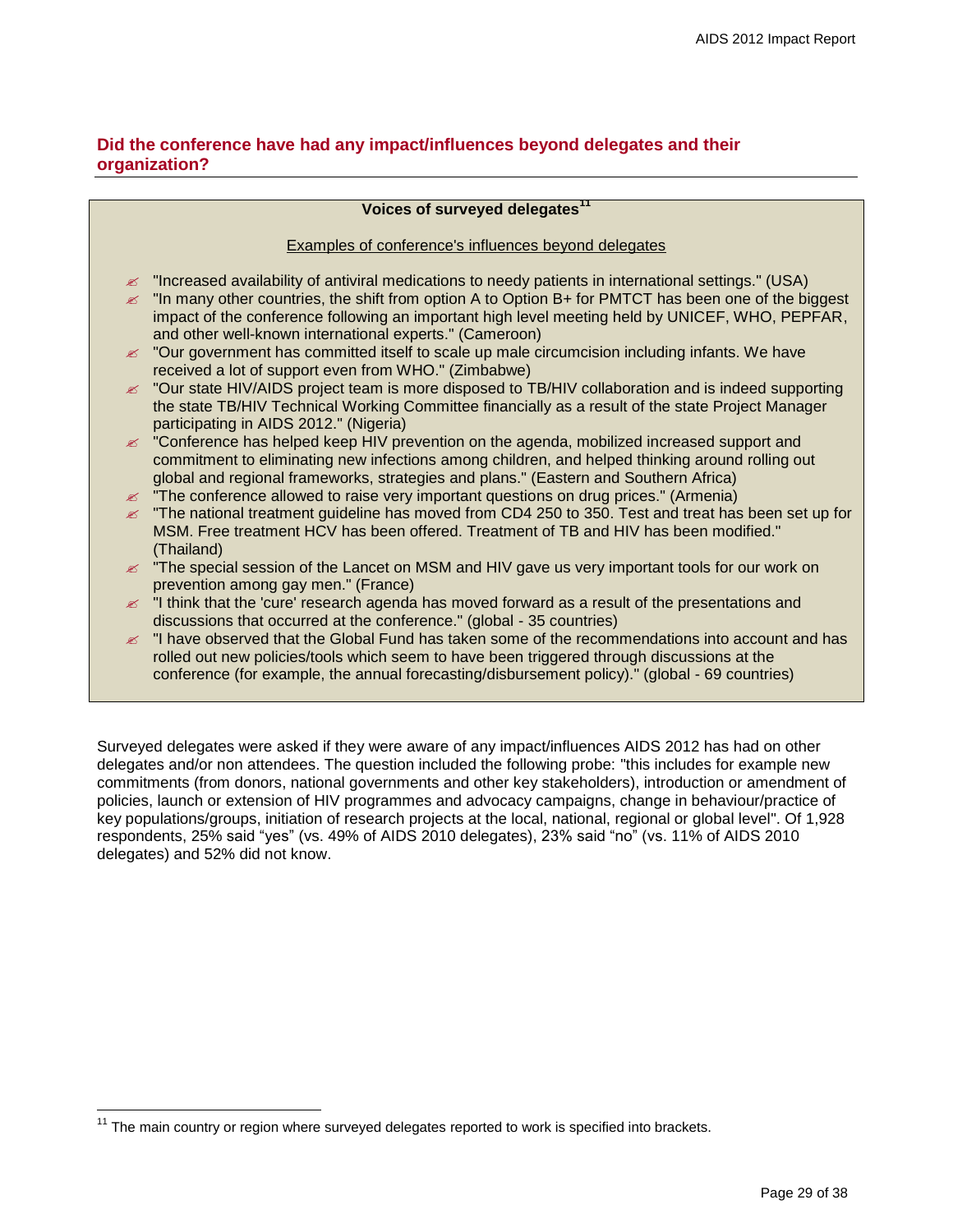## Did the conference have had any impact/influences beyond delegates and their organization?

**Voices of surveyed delegates**[11]

Examples of conference's influences beyond delegates

- "Increased availability of antiviral medications to needy patients in international settings." (USA)
- "In many other countries, the shift from option A to Option B+ for PMTCT has been one of the biggest impact of the conference following an important high level meeting held by UNICEF, WHO, PEPFAR, and other well-known international experts." (Cameroon)
- "Our government has committed itself to scale up male circumcision including infants. We have received a lot of support even from WHO." (Zimbabwe)
- "Our state HIV/AIDS project team is more disposed to TB/HIV collaboration and is indeed supporting the state TB/HIV Technical Working Committee financially as a result of the state Project Manager participating in AIDS 2012." (Nigeria)
- "Conference has helped keep HIV prevention on the agenda, mobilized increased support and commitment to eliminating new infections among children, and helped thinking around rolling out global and regional frameworks, strategies and plans." (Eastern and Southern Africa)
- "The conference allowed to raise very important questions on drug prices." (Armenia)
- "The national treatment guideline has moved from CD4 250 to 350. Test and treat has been set up for MSM. Free treatment HCV has been offered. Treatment of TB and HIV has been modified." (Thailand)
- "The special session of the Lancet on MSM and HIV gave us very important tools for our work on prevention among gay men." (France)
- "I think that the 'cure' research agenda has moved forward as a result of the presentations and discussions that occurred at the conference." (global - 35 countries)
- "I have observed that the Global Fund has taken some of the recommendations into account and has rolled out new policies/tools which seem to have been triggered through discussions at the conference (for example, the annual forecasting/disbursement policy)." (global - 69 countries)

Surveyed delegates were asked if they were aware of any impact/influences AIDS 2012 has had on other delegates and/or non attendees. The question included the following probe: "this includes for example new commitments (from donors, national governments and other key stakeholders), introduction or amendment of policies, launch or extension of HIV programmes and advocacy campaigns, change in behaviour/practice of key populations/groups, initiation of research projects at the local, national, regional or global level". Of 1,928 respondents, 25% said "yes" (vs. 49% of AIDS 2010 delegates), 23% said "no" (vs. 11% of AIDS 2010 delegates) and 52% did not know.

[11] The main country or region where surveyed delegates reported to work is specified into brackets.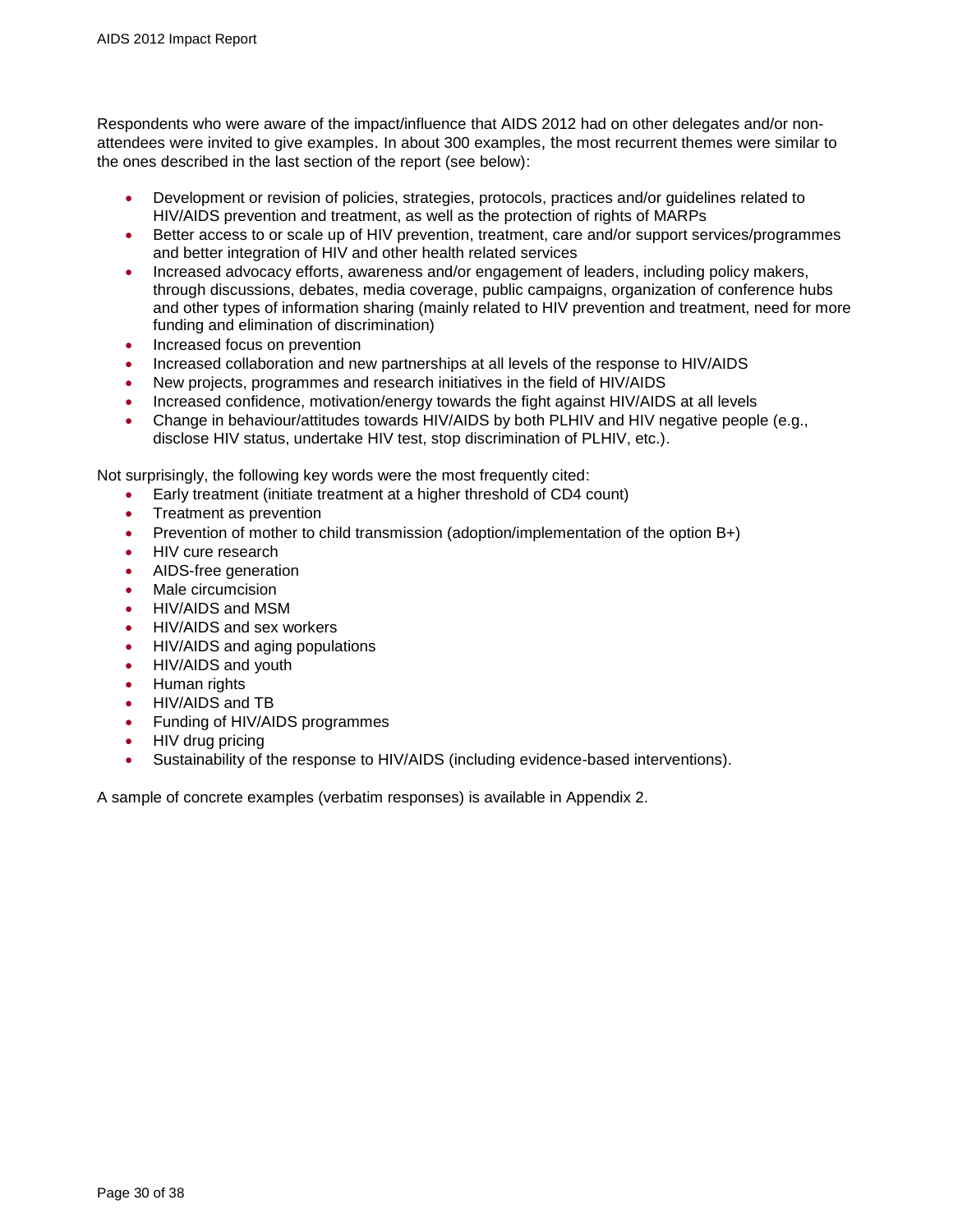Respondents who were aware of the impact/influence that AIDS 2012 had on other delegates and/or non-attendees were invited to give examples. In about 300 examples, the most recurrent themes were similar to the ones described in the last section of the report (see below):

- Development or revision of policies, strategies, protocols, practices and/or guidelines related to HIV/AIDS prevention and treatment, as well as the protection of rights of MARPs
- Better access to or scale up of HIV prevention, treatment, care and/or support services/programmes and better integration of HIV and other health related services
- Increased advocacy efforts, awareness and/or engagement of leaders, including policy makers, through discussions, debates, media coverage, public campaigns, organization of conference hubs and other types of information sharing (mainly related to HIV prevention and treatment, need for more funding and elimination of discrimination)
- Increased focus on prevention
- Increased collaboration and new partnerships at all levels of the response to HIV/AIDS
- New projects, programmes and research initiatives in the field of HIV/AIDS
- Increased confidence, motivation/energy towards the fight against HIV/AIDS at all levels
- Change in behaviour/attitudes towards HIV/AIDS by both PLHIV and HIV negative people (e.g., disclose HIV status, undertake HIV test, stop discrimination of PLHIV, etc.).

Not surprisingly, the following key words were the most frequently cited:

- Early treatment (initiate treatment at a higher threshold of CD4 count)
- Treatment as prevention
- Prevention of mother to child transmission (adoption/implementation of the option B+)
- HIV cure research
- AIDS-free generation
- Male circumcision
- HIV/AIDS and MSM
- HIV/AIDS and sex workers
- HIV/AIDS and aging populations
- HIV/AIDS and youth
- Human rights
- HIV/AIDS and TB
- Funding of HIV/AIDS programmes
- HIV drug pricing
- Sustainability of the response to HIV/AIDS (including evidence-based interventions).

A sample of concrete examples (verbatim responses) is available in Appendix 2.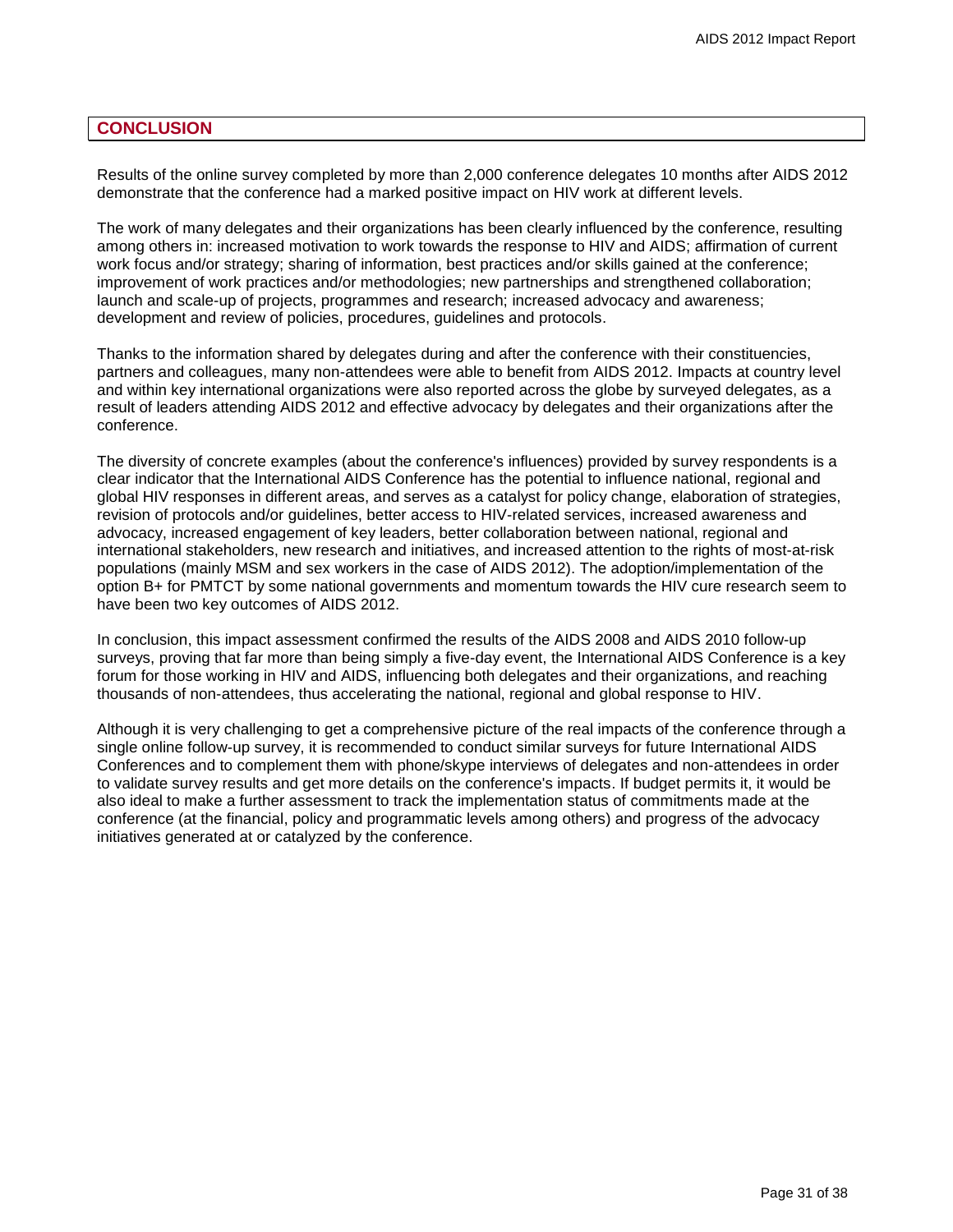## CONCLUSION

Results of the online survey completed by more than 2,000 conference delegates 10 months after AIDS 2012 demonstrate that the conference had a marked positive impact on HIV work at different levels.

The work of many delegates and their organizations has been clearly influenced by the conference, resulting among others in: increased motivation to work towards the response to HIV and AIDS; affirmation of current work focus and/or strategy; sharing of information, best practices and/or skills gained at the conference; improvement of work practices and/or methodologies; new partnerships and strengthened collaboration; launch and scale-up of projects, programmes and research; increased advocacy and awareness; development and review of policies, procedures, guidelines and protocols.

Thanks to the information shared by delegates during and after the conference with their constituencies, partners and colleagues, many non-attendees were able to benefit from AIDS 2012. Impacts at country level and within key international organizations were also reported across the globe by surveyed delegates, as a result of leaders attending AIDS 2012 and effective advocacy by delegates and their organizations after the conference.

The diversity of concrete examples (about the conference's influences) provided by survey respondents is a clear indicator that the International AIDS Conference has the potential to influence national, regional and global HIV responses in different areas, and serves as a catalyst for policy change, elaboration of strategies, revision of protocols and/or guidelines, better access to HIV-related services, increased awareness and advocacy, increased engagement of key leaders, better collaboration between national, regional and international stakeholders, new research and initiatives, and increased attention to the rights of most-at-risk populations (mainly MSM and sex workers in the case of AIDS 2012). The adoption/implementation of the option B+ for PMTCT by some national governments and momentum towards the HIV cure research seem to have been two key outcomes of AIDS 2012.

In conclusion, this impact assessment confirmed the results of the AIDS 2008 and AIDS 2010 follow-up surveys, proving that far more than being simply a five-day event, the International AIDS Conference is a key forum for those working in HIV and AIDS, influencing both delegates and their organizations, and reaching thousands of non-attendees, thus accelerating the national, regional and global response to HIV.

Although it is very challenging to get a comprehensive picture of the real impacts of the conference through a single online follow-up survey, it is recommended to conduct similar surveys for future International AIDS Conferences and to complement them with phone/skype interviews of delegates and non-attendees in order to validate survey results and get more details on the conference's impacts. If budget permits it, it would be also ideal to make a further assessment to track the implementation status of commitments made at the conference (at the financial, policy and programmatic levels among others) and progress of the advocacy initiatives generated at or catalyzed by the conference.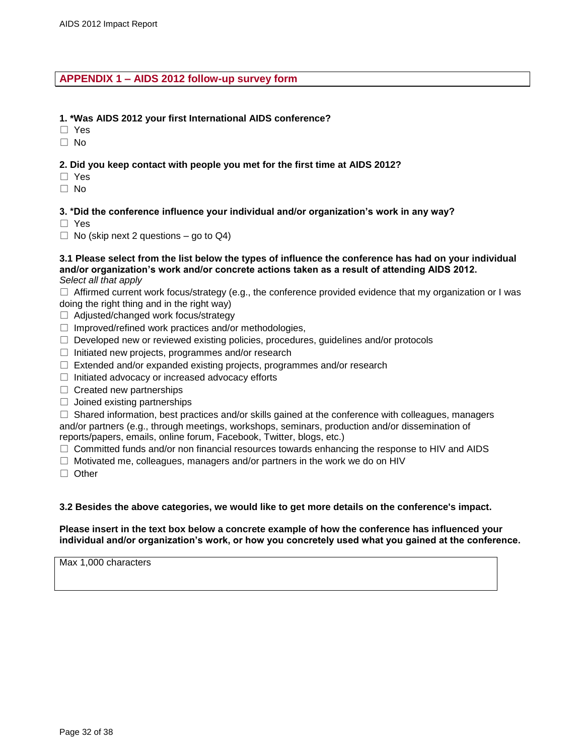## APPENDIX 1 – AIDS 2012 follow-up survey form

**1. *Was AIDS 2012 your first International AIDS conference?**

☐ Yes
☐ No

**2. Did you keep contact with people you met for the first time at AIDS 2012?**

☐ Yes
☐ No

**3. *Did the conference influence your individual and/or organization's work in any way?**

☐ Yes
☐ No (skip next 2 questions – go to Q4)

**3.1 Please select from the list below the types of influence the conference has had on your individual and/or organization's work and/or concrete actions taken as a result of attending AIDS 2012.**
*Select all that apply*

☐ Affirmed current work focus/strategy (e.g., the conference provided evidence that my organization or I was doing the right thing and in the right way)
☐ Adjusted/changed work focus/strategy
☐ Improved/refined work practices and/or methodologies,
☐ Developed new or reviewed existing policies, procedures, guidelines and/or protocols
☐ Initiated new projects, programmes and/or research
☐ Extended and/or expanded existing projects, programmes and/or research
☐ Initiated advocacy or increased advocacy efforts
☐ Created new partnerships
☐ Joined existing partnerships
☐ Shared information, best practices and/or skills gained at the conference with colleagues, managers and/or partners (e.g., through meetings, workshops, seminars, production and/or dissemination of reports/papers, emails, online forum, Facebook, Twitter, blogs, etc.)
☐ Committed funds and/or non financial resources towards enhancing the response to HIV and AIDS
☐ Motivated me, colleagues, managers and/or partners in the work we do on HIV
☐ Other

**3.2 Besides the above categories, we would like to get more details on the conference's impact.**

**Please insert in the text box below a concrete example of how the conference has influenced your individual and/or organization's work, or how you concretely used what you gained at the conference.**

| Max 1,000 characters |
|---|
| |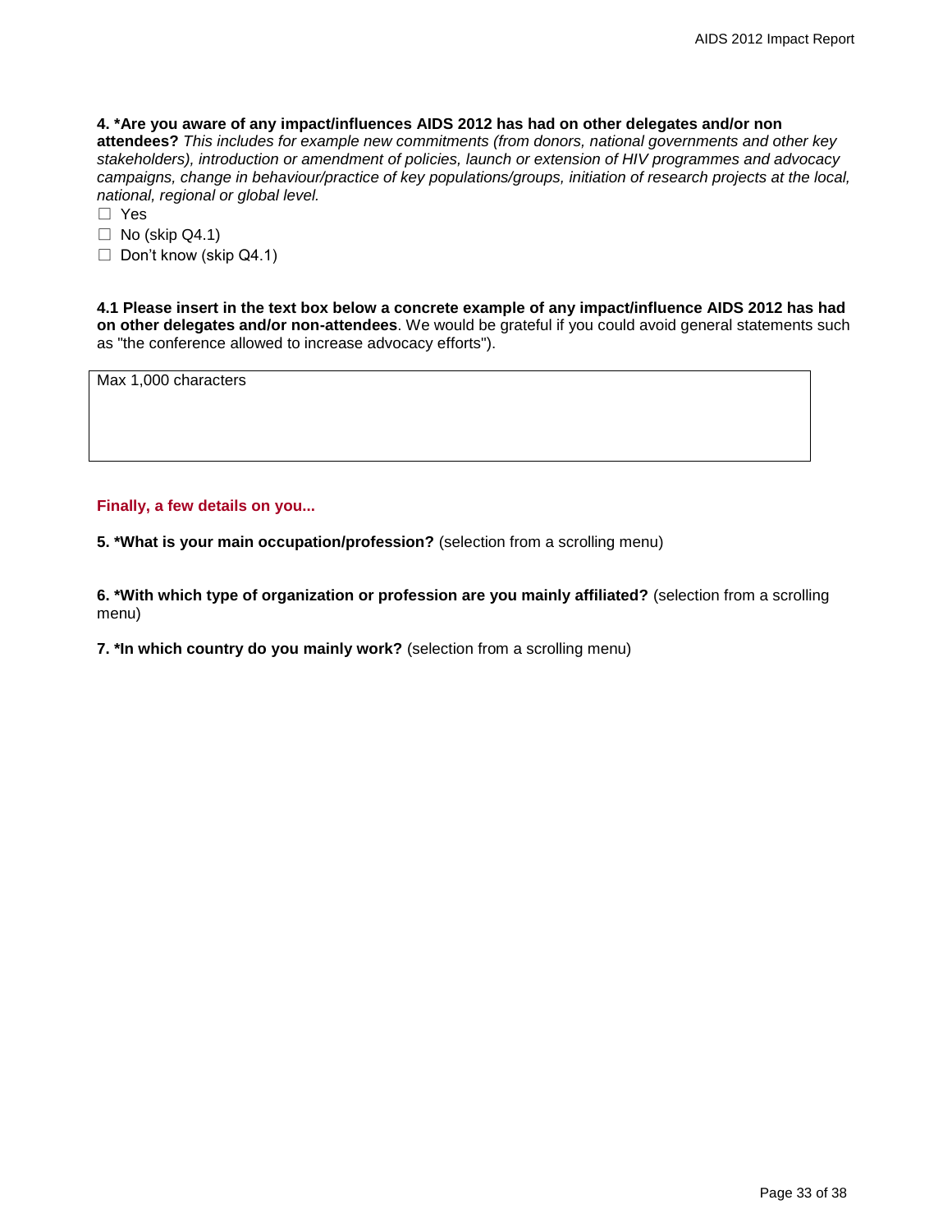**4. *Are you aware of any impact/influences AIDS 2012 has had on other delegates and/or non attendees?** *This includes for example new commitments (from donors, national governments and other key stakeholders), introduction or amendment of policies, launch or extension of HIV programmes and advocacy campaigns, change in behaviour/practice of key populations/groups, initiation of research projects at the local, national, regional or global level.*

☐ Yes

☐ No (skip Q4.1)

☐ Don't know (skip Q4.1)

**4.1 Please insert in the text box below a concrete example of any impact/influence AIDS 2012 has had on other delegates and/or non-attendees**. We would be grateful if you could avoid general statements such as "the conference allowed to increase advocacy efforts").

| Max 1,000 characters |
|---|
| |

**Finally, a few details on you...**

**5. *What is your main occupation/profession?** (selection from a scrolling menu)

**6. *With which type of organization or profession are you mainly affiliated?** (selection from a scrolling menu)

**7. *In which country do you mainly work?** (selection from a scrolling menu)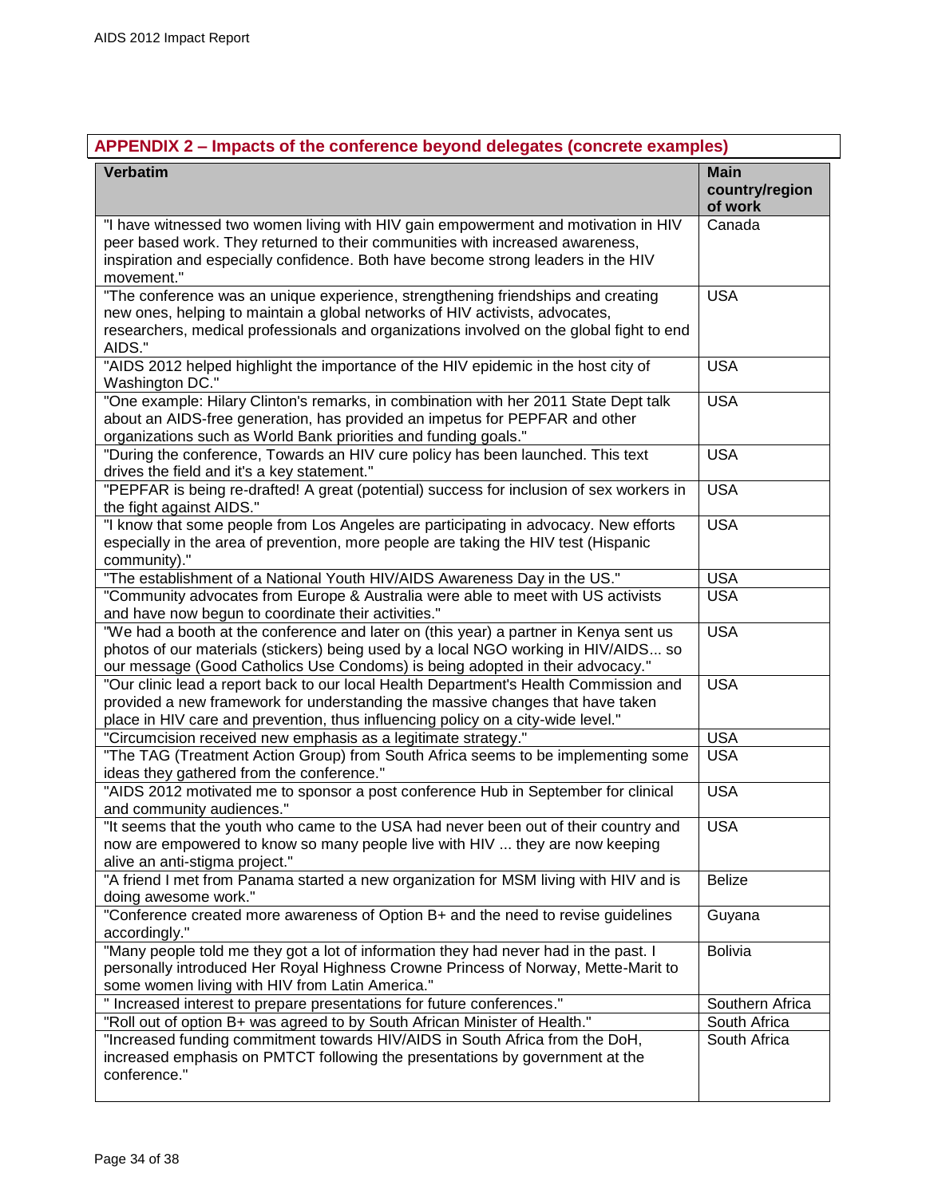## APPENDIX 2 – Impacts of the conference beyond delegates (concrete examples)

| Verbatim | Main country/region of work |
|---|---|
| "I have witnessed two women living with HIV gain empowerment and motivation in HIV peer based work. They returned to their communities with increased awareness, inspiration and especially confidence. Both have become strong leaders in the HIV movement." | Canada |
| "The conference was an unique experience, strengthening friendships and creating new ones, helping to maintain a global networks of HIV activists, advocates, researchers, medical professionals and organizations involved on the global fight to end AIDS." | USA |
| "AIDS 2012 helped highlight the importance of the HIV epidemic in the host city of Washington DC." | USA |
| "One example: Hilary Clinton's remarks, in combination with her 2011 State Dept talk about an AIDS-free generation, has provided an impetus for PEPFAR and other organizations such as World Bank priorities and funding goals." | USA |
| "During the conference, Towards an HIV cure policy has been launched. This text drives the field and it's a key statement." | USA |
| "PEPFAR is being re-drafted! A great (potential) success for inclusion of sex workers in the fight against AIDS." | USA |
| "I know that some people from Los Angeles are participating in advocacy. New efforts especially in the area of prevention, more people are taking the HIV test (Hispanic community)." | USA |
| "The establishment of a National Youth HIV/AIDS Awareness Day in the US." | USA |
| "Community advocates from Europe & Australia were able to meet with US activists and have now begun to coordinate their activities." | USA |
| "We had a booth at the conference and later on (this year) a partner in Kenya sent us photos of our materials (stickers) being used by a local NGO working in HIV/AIDS... so our message (Good Catholics Use Condoms) is being adopted in their advocacy." | USA |
| "Our clinic lead a report back to our local Health Department's Health Commission and provided a new framework for understanding the massive changes that have taken place in HIV care and prevention, thus influencing policy on a city-wide level." | USA |
| "Circumcision received new emphasis as a legitimate strategy." | USA |
| "The TAG (Treatment Action Group) from South Africa seems to be implementing some ideas they gathered from the conference." | USA |
| "AIDS 2012 motivated me to sponsor a post conference Hub in September for clinical and community audiences." | USA |
| "It seems that the youth who came to the USA had never been out of their country and now are empowered to know so many people live with HIV ... they are now keeping alive an anti-stigma project." | USA |
| "A friend I met from Panama started a new organization for MSM living with HIV and is doing awesome work." | Belize |
| "Conference created more awareness of Option B+ and the need to revise guidelines accordingly." | Guyana |
| "Many people told me they got a lot of information they had never had in the past. I personally introduced Her Royal Highness Crowne Princess of Norway, Mette-Marit to some women living with HIV from Latin America." | Bolivia |
| " Increased interest to prepare presentations for future conferences." | Southern Africa |
| "Roll out of option B+ was agreed to by South African Minister of Health." | South Africa |
| "Increased funding commitment towards HIV/AIDS in South Africa from the DoH, increased emphasis on PMTCT following the presentations by government at the conference." | South Africa |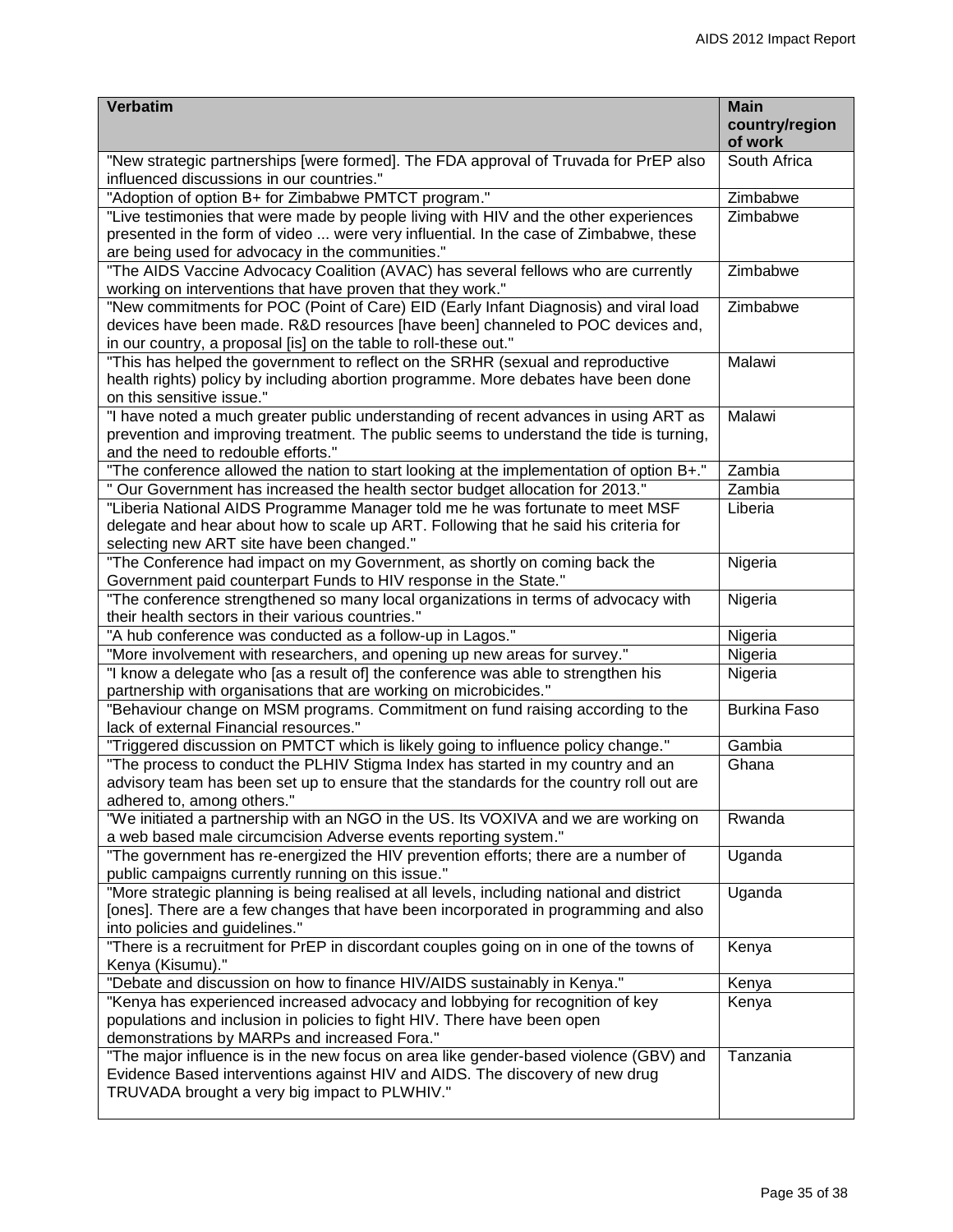| Verbatim | Main country/region of work |
|---|---|
| "New strategic partnerships [were formed]. The FDA approval of Truvada for PrEP also influenced discussions in our countries." | South Africa |
| "Adoption of option B+ for Zimbabwe PMTCT program." | Zimbabwe |
| "Live testimonies that were made by people living with HIV and the other experiences presented in the form of video ... were very influential. In the case of Zimbabwe, these are being used for advocacy in the communities." | Zimbabwe |
| "The AIDS Vaccine Advocacy Coalition (AVAC) has several fellows who are currently working on interventions that have proven that they work." | Zimbabwe |
| "New commitments for POC (Point of Care) EID (Early Infant Diagnosis) and viral load devices have been made. R&D resources [have been] channeled to POC devices and, in our country, a proposal [is] on the table to roll-these out." | Zimbabwe |
| "This has helped the government to reflect on the SRHR (sexual and reproductive health rights) policy by including abortion programme. More debates have been done on this sensitive issue." | Malawi |
| "I have noted a much greater public understanding of recent advances in using ART as prevention and improving treatment. The public seems to understand the tide is turning, and the need to redouble efforts." | Malawi |
| "The conference allowed the nation to start looking at the implementation of option B+." | Zambia |
| " Our Government has increased the health sector budget allocation for 2013." | Zambia |
| "Liberia National AIDS Programme Manager told me he was fortunate to meet MSF delegate and hear about how to scale up ART. Following that he said his criteria for selecting new ART site have been changed." | Liberia |
| "The Conference had impact on my Government, as shortly on coming back the Government paid counterpart Funds to HIV response in the State." | Nigeria |
| "The conference strengthened so many local organizations in terms of advocacy with their health sectors in their various countries." | Nigeria |
| "A hub conference was conducted as a follow-up in Lagos." | Nigeria |
| "More involvement with researchers, and opening up new areas for survey." | Nigeria |
| "I know a delegate who [as a result of] the conference was able to strengthen his partnership with organisations that are working on microbicides." | Nigeria |
| "Behaviour change on MSM programs. Commitment on fund raising according to the lack of external Financial resources." | Burkina Faso |
| "Triggered discussion on PMTCT which is likely going to influence policy change." | Gambia |
| "The process to conduct the PLHIV Stigma Index has started in my country and an advisory team has been set up to ensure that the standards for the country roll out are adhered to, among others." | Ghana |
| "We initiated a partnership with an NGO in the US. Its VOXIVA and we are working on a web based male circumcision Adverse events reporting system." | Rwanda |
| "The government has re-energized the HIV prevention efforts; there are a number of public campaigns currently running on this issue." | Uganda |
| "More strategic planning is being realised at all levels, including national and district [ones]. There are a few changes that have been incorporated in programming and also into policies and guidelines." | Uganda |
| "There is a recruitment for PrEP in discordant couples going on in one of the towns of Kenya (Kisumu)." | Kenya |
| "Debate and discussion on how to finance HIV/AIDS sustainably in Kenya." | Kenya |
| "Kenya has experienced increased advocacy and lobbying for recognition of key populations and inclusion in policies to fight HIV. There have been open demonstrations by MARPs and increased Fora." | Kenya |
| "The major influence is in the new focus on area like gender-based violence (GBV) and Evidence Based interventions against HIV and AIDS. The discovery of new drug TRUVADA brought a very big impact to PLWHIV." | Tanzania |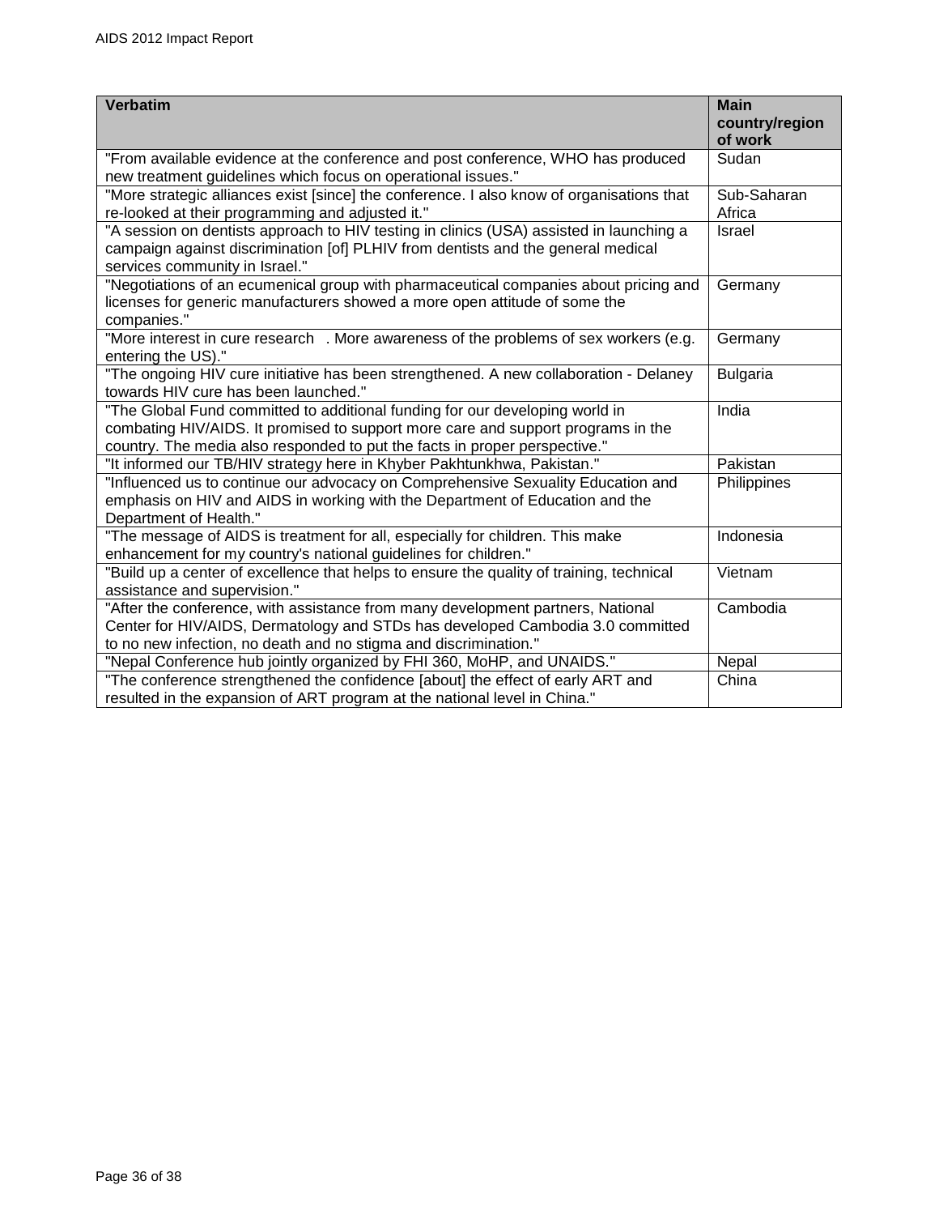| Verbatim | Main country/region of work |
|---|---|
| "From available evidence at the conference and post conference, WHO has produced new treatment guidelines which focus on operational issues." | Sudan |
| "More strategic alliances exist [since] the conference. I also know of organisations that re-looked at their programming and adjusted it." | Sub-Saharan Africa |
| "A session on dentists approach to HIV testing in clinics (USA) assisted in launching a campaign against discrimination [of] PLHIV from dentists and the general medical services community in Israel." | Israel |
| "Negotiations of an ecumenical group with pharmaceutical companies about pricing and licenses for generic manufacturers showed a more open attitude of some the companies." | Germany |
| "More interest in cure research . More awareness of the problems of sex workers (e.g. entering the US)." | Germany |
| "The ongoing HIV cure initiative has been strengthened. A new collaboration - Delaney towards HIV cure has been launched." | Bulgaria |
| "The Global Fund committed to additional funding for our developing world in combating HIV/AIDS. It promised to support more care and support programs in the country. The media also responded to put the facts in proper perspective." | India |
| "It informed our TB/HIV strategy here in Khyber Pakhtunkhwa, Pakistan." | Pakistan |
| "Influenced us to continue our advocacy on Comprehensive Sexuality Education and emphasis on HIV and AIDS in working with the Department of Education and the Department of Health." | Philippines |
| "The message of AIDS is treatment for all, especially for children. This make enhancement for my country's national guidelines for children." | Indonesia |
| "Build up a center of excellence that helps to ensure the quality of training, technical assistance and supervision." | Vietnam |
| "After the conference, with assistance from many development partners, National Center for HIV/AIDS, Dermatology and STDs has developed Cambodia 3.0 committed to no new infection, no death and no stigma and discrimination." | Cambodia |
| "Nepal Conference hub jointly organized by FHI 360, MoHP, and UNAIDS." | Nepal |
| "The conference strengthened the confidence [about] the effect of early ART and resulted in the expansion of ART program at the national level in China." | China |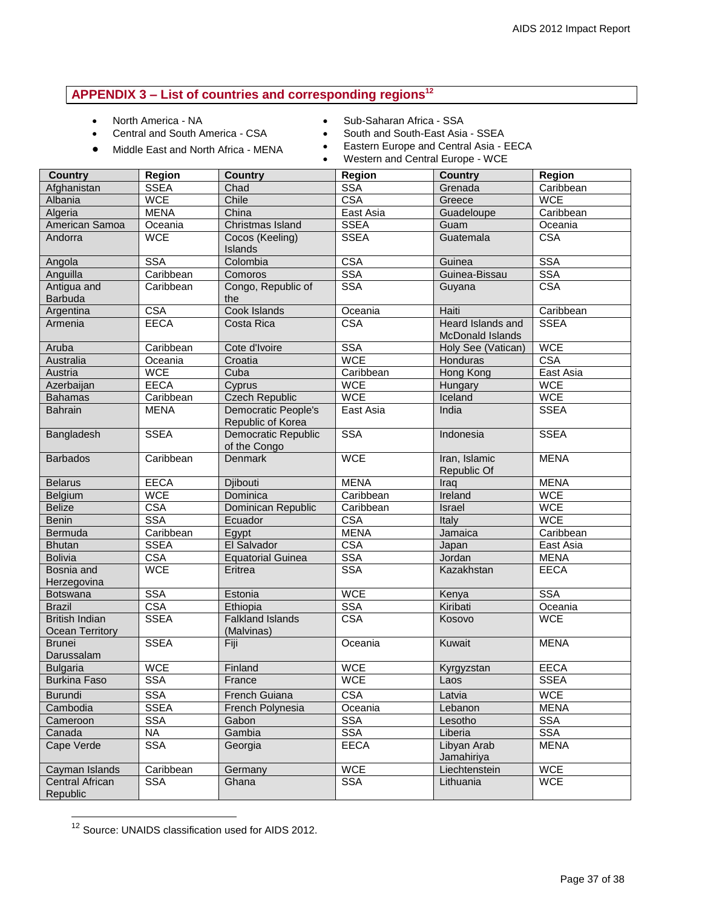## APPENDIX 3 – List of countries and corresponding regions[12]

- North America - NA
- Central and South America - CSA
- Middle East and North Africa - MENA
- Sub-Saharan Africa - SSA
- South and South-East Asia - SSEA
- Eastern Europe and Central Asia - EECA
- Western and Central Europe - WCE

| Country | Region | Country | Region | Country | Region |
|---|---|---|---|---|---|
| Afghanistan | SSEA | Chad | SSA | Grenada | Caribbean |
| Albania | WCE | Chile | CSA | Greece | WCE |
| Algeria | MENA | China | East Asia | Guadeloupe | Caribbean |
| American Samoa | Oceania | Christmas Island | SSEA | Guam | Oceania |
| Andorra | WCE | Cocos (Keeling) Islands | SSEA | Guatemala | CSA |
| Angola | SSA | Colombia | CSA | Guinea | SSA |
| Anguilla | Caribbean | Comoros | SSA | Guinea-Bissau | SSA |
| Antigua and Barbuda | Caribbean | Congo, Republic of the | SSA | Guyana | CSA |
| Argentina | CSA | Cook Islands | Oceania | Haiti | Caribbean |
| Armenia | EECA | Costa Rica | CSA | Heard Islands and McDonald Islands | SSEA |
| Aruba | Caribbean | Cote d'Ivoire | SSA | Holy See (Vatican) | WCE |
| Australia | Oceania | Croatia | WCE | Honduras | CSA |
| Austria | WCE | Cuba | Caribbean | Hong Kong | East Asia |
| Azerbaijan | EECA | Cyprus | WCE | Hungary | WCE |
| Bahamas | Caribbean | Czech Republic | WCE | Iceland | WCE |
| Bahrain | MENA | Democratic People's Republic of Korea | East Asia | India | SSEA |
| Bangladesh | SSEA | Democratic Republic of the Congo | SSA | Indonesia | SSEA |
| Barbados | Caribbean | Denmark | WCE | Iran, Islamic Republic Of | MENA |
| Belarus | EECA | Djibouti | MENA | Iraq | MENA |
| Belgium | WCE | Dominica | Caribbean | Ireland | WCE |
| Belize | CSA | Dominican Republic | Caribbean | Israel | WCE |
| Benin | SSA | Ecuador | CSA | Italy | WCE |
| Bermuda | Caribbean | Egypt | MENA | Jamaica | Caribbean |
| Bhutan | SSEA | El Salvador | CSA | Japan | East Asia |
| Bolivia | CSA | Equatorial Guinea | SSA | Jordan | MENA |
| Bosnia and Herzegovina | WCE | Eritrea | SSA | Kazakhstan | EECA |
| Botswana | SSA | Estonia | WCE | Kenya | SSA |
| Brazil | CSA | Ethiopia | SSA | Kiribati | Oceania |
| British Indian Ocean Territory | SSEA | Falkland Islands (Malvinas) | CSA | Kosovo | WCE |
| Brunei Darussalam | SSEA | Fiji | Oceania | Kuwait | MENA |
| Bulgaria | WCE | Finland | WCE | Kyrgyzstan | EECA |
| Burkina Faso | SSA | France | WCE | Laos | SSEA |
| Burundi | SSA | French Guiana | CSA | Latvia | WCE |
| Cambodia | SSEA | French Polynesia | Oceania | Lebanon | MENA |
| Cameroon | SSA | Gabon | SSA | Lesotho | SSA |
| Canada | NA | Gambia | SSA | Liberia | SSA |
| Cape Verde | SSA | Georgia | EECA | Libyan Arab Jamahiriya | MENA |
| Cayman Islands | Caribbean | Germany | WCE | Liechtenstein | WCE |
| Central African Republic | SSA | Ghana | SSA | Lithuania | WCE |

[12] Source: UNAIDS classification used for AIDS 2012.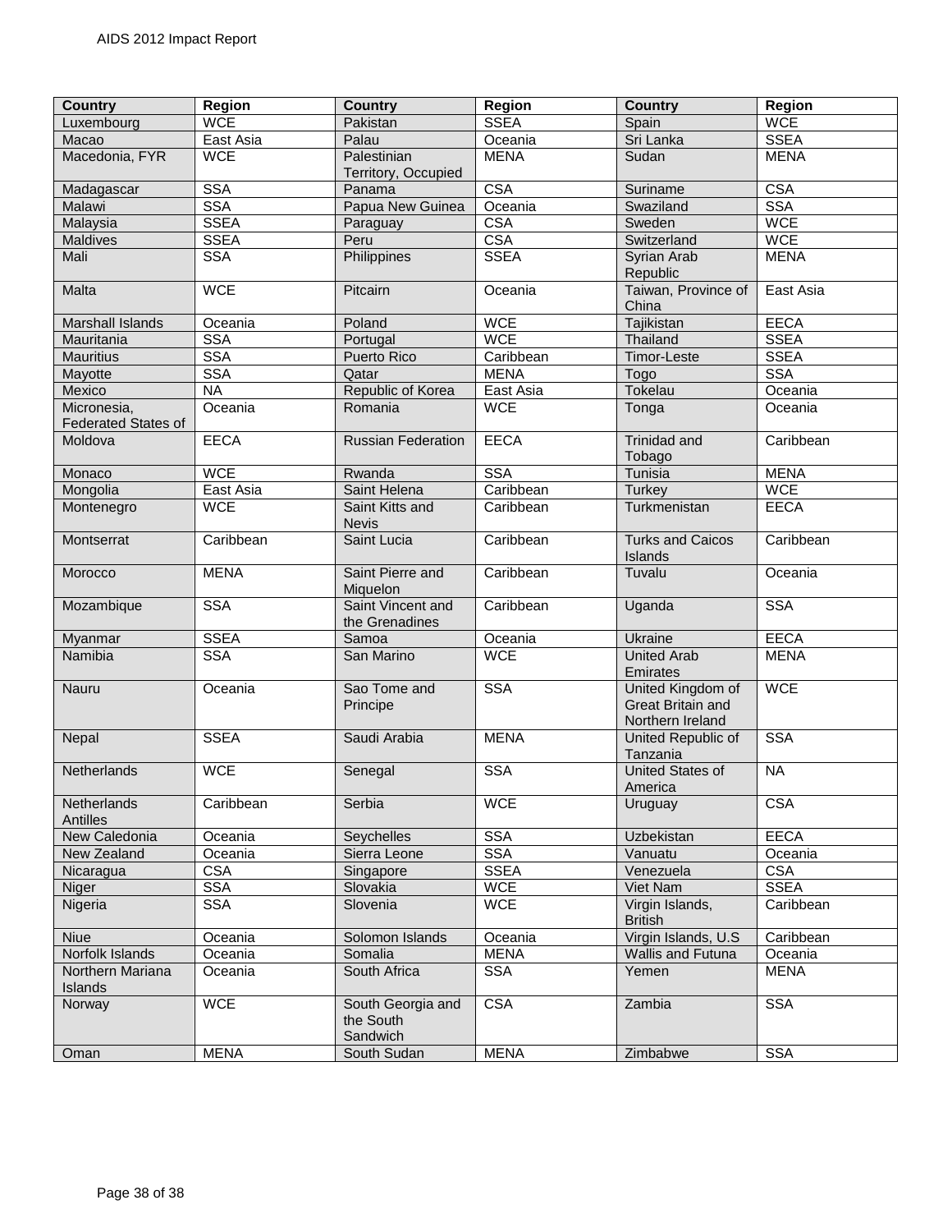| Country | Region | Country | Region | Country | Region |
|---|---|---|---|---|---|
| Luxembourg | WCE | Pakistan | SSEA | Spain | WCE |
| Macao | East Asia | Palau | Oceania | Sri Lanka | SSEA |
| Macedonia, FYR | WCE | Palestinian Territory, Occupied | MENA | Sudan | MENA |
| Madagascar | SSA | Panama | CSA | Suriname | CSA |
| Malawi | SSA | Papua New Guinea | Oceania | Swaziland | SSA |
| Malaysia | SSEA | Paraguay | CSA | Sweden | WCE |
| Maldives | SSEA | Peru | CSA | Switzerland | WCE |
| Mali | SSA | Philippines | SSEA | Syrian Arab Republic | MENA |
| Malta | WCE | Pitcairn | Oceania | Taiwan, Province of China | East Asia |
| Marshall Islands | Oceania | Poland | WCE | Tajikistan | EECA |
| Mauritania | SSA | Portugal | WCE | Thailand | SSEA |
| Mauritius | SSA | Puerto Rico | Caribbean | Timor-Leste | SSEA |
| Mayotte | SSA | Qatar | MENA | Togo | SSA |
| Mexico | NA | Republic of Korea | East Asia | Tokelau | Oceania |
| Micronesia, Federated States of | Oceania | Romania | WCE | Tonga | Oceania |
| Moldova | EECA | Russian Federation | EECA | Trinidad and Tobago | Caribbean |
| Monaco | WCE | Rwanda | SSA | Tunisia | MENA |
| Mongolia | East Asia | Saint Helena | Caribbean | Turkey | WCE |
| Montenegro | WCE | Saint Kitts and Nevis | Caribbean | Turkmenistan | EECA |
| Montserrat | Caribbean | Saint Lucia | Caribbean | Turks and Caicos Islands | Caribbean |
| Morocco | MENA | Saint Pierre and Miquelon | Caribbean | Tuvalu | Oceania |
| Mozambique | SSA | Saint Vincent and the Grenadines | Caribbean | Uganda | SSA |
| Myanmar | SSEA | Samoa | Oceania | Ukraine | EECA |
| Namibia | SSA | San Marino | WCE | United Arab Emirates | MENA |
| Nauru | Oceania | Sao Tome and Principe | SSA | United Kingdom of Great Britain and Northern Ireland | WCE |
| Nepal | SSEA | Saudi Arabia | MENA | United Republic of Tanzania | SSA |
| Netherlands | WCE | Senegal | SSA | United States of America | NA |
| Netherlands Antilles | Caribbean | Serbia | WCE | Uruguay | CSA |
| New Caledonia | Oceania | Seychelles | SSA | Uzbekistan | EECA |
| New Zealand | Oceania | Sierra Leone | SSA | Vanuatu | Oceania |
| Nicaragua | CSA | Singapore | SSEA | Venezuela | CSA |
| Niger | SSA | Slovakia | WCE | Viet Nam | SSEA |
| Nigeria | SSA | Slovenia | WCE | Virgin Islands, British | Caribbean |
| Niue | Oceania | Solomon Islands | Oceania | Virgin Islands, U.S | Caribbean |
| Norfolk Islands | Oceania | Somalia | MENA | Wallis and Futuna | Oceania |
| Northern Mariana Islands | Oceania | South Africa | SSA | Yemen | MENA |
| Norway | WCE | South Georgia and the South Sandwich | CSA | Zambia | SSA |
| Oman | MENA | South Sudan | MENA | Zimbabwe | SSA |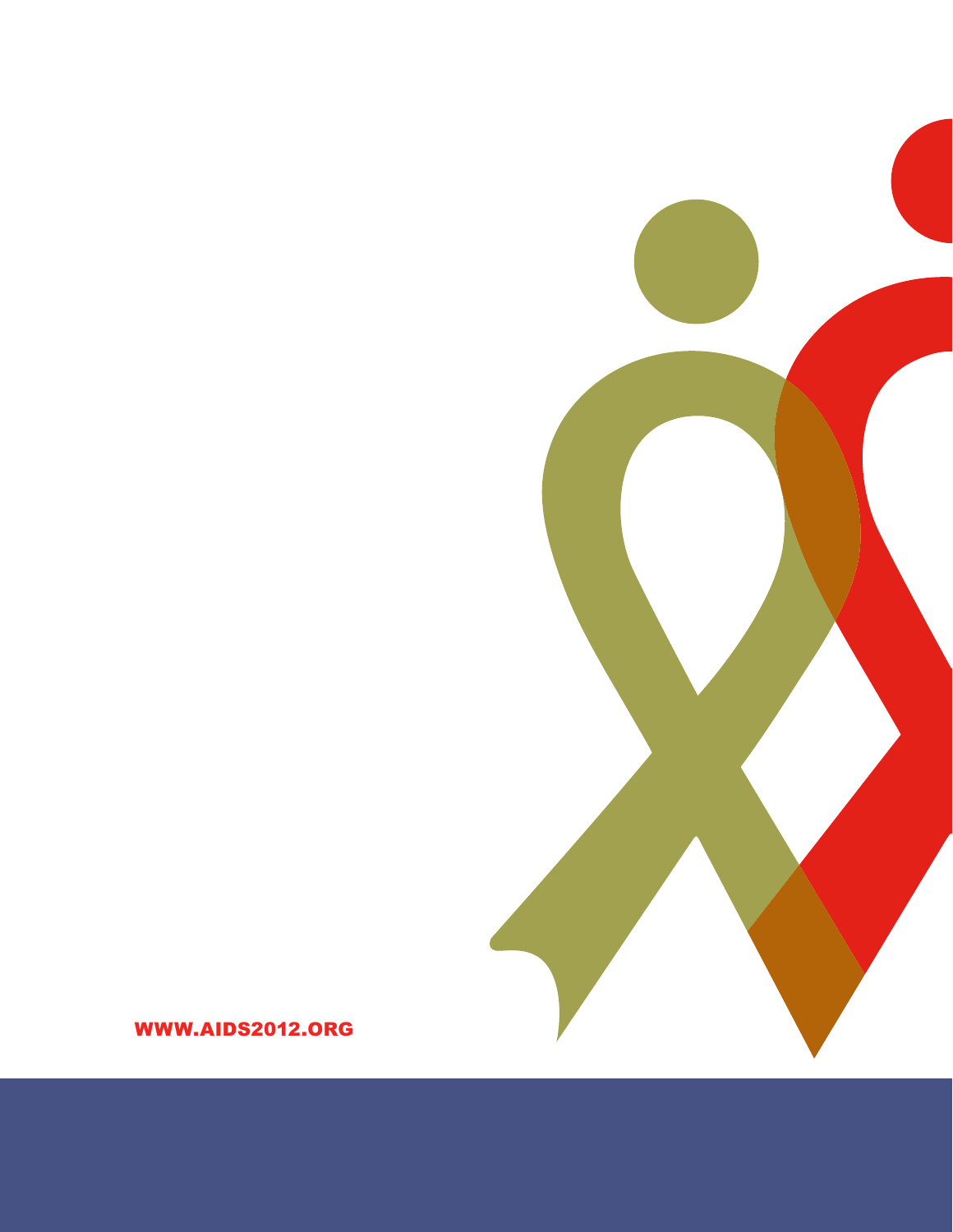WWW.AIDS2012.ORG